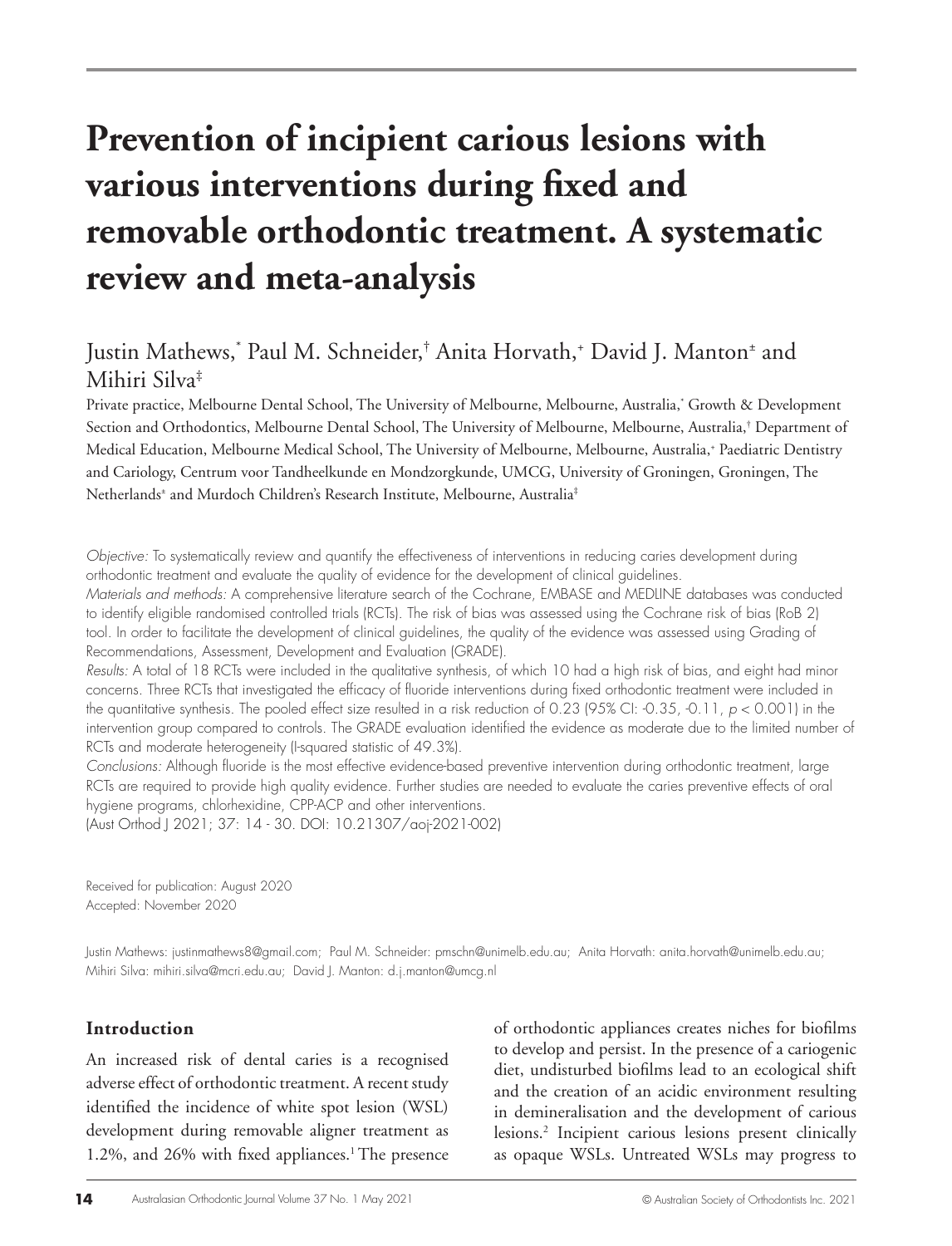# Prevention of incipient carious lesions with various interventions during fixed and removable orthodontic treatment. A systematic review and meta-analysis

Justin Mathews,[*] Paul M. Schneider,[†] Anita Horvath,[+] David J. Manton[±] and Mihiri Silva[‡]

Private practice, Melbourne Dental School, The University of Melbourne, Melbourne, Australia,[*] Growth & Development Section and Orthodontics, Melbourne Dental School, The University of Melbourne, Melbourne, Australia,[†] Department of Medical Education, Melbourne Medical School, The University of Melbourne, Melbourne, Australia,[+] Paediatric Dentistry and Cariology, Centrum voor Tandheelkunde en Mondzorgkunde, UMCG, University of Groningen, Groningen, The Netherlands[±] and Murdoch Children's Research Institute, Melbourne, Australia[‡]

*Objective:* To systematically review and quantify the effectiveness of interventions in reducing caries development during orthodontic treatment and evaluate the quality of evidence for the development of clinical guidelines.

*Materials and methods:* A comprehensive literature search of the Cochrane, EMBASE and MEDLINE databases was conducted to identify eligible randomised controlled trials (RCTs). The risk of bias was assessed using the Cochrane risk of bias (RoB 2) tool. In order to facilitate the development of clinical guidelines, the quality of the evidence was assessed using Grading of Recommendations, Assessment, Development and Evaluation (GRADE).

*Results:* A total of 18 RCTs were included in the qualitative synthesis, of which 10 had a high risk of bias, and eight had minor concerns. Three RCTs that investigated the efficacy of fluoride interventions during fixed orthodontic treatment were included in the quantitative synthesis. The pooled effect size resulted in a risk reduction of 0.23 (95% CI: -0.35, -0.11, $p < 0.001$) in the intervention group compared to controls. The GRADE evaluation identified the evidence as moderate due to the limited number of RCTs and moderate heterogeneity (I-squared statistic of 49.3%).

*Conclusions:* Although fluoride is the most effective evidence-based preventive intervention during orthodontic treatment, large RCTs are required to provide high quality evidence. Further studies are needed to evaluate the caries preventive effects of oral hygiene programs, chlorhexidine, CPP-ACP and other interventions.

(Aust Orthod J 2021; 37: 14 - 30. DOI: 10.21307/aoj-2021-002)

Received for publication: August 2020
Accepted: November 2020

Justin Mathews: justinmathews8@gmail.com; Paul M. Schneider: pmschn@unimelb.edu.au; Anita Horvath: anita.horvath@unimelb.edu.au; Mihiri Silva: mihiri.silva@mcri.edu.au; David J. Manton: d.j.manton@umcg.nl

## Introduction

An increased risk of dental caries is a recognised adverse effect of orthodontic treatment. A recent study identified the incidence of white spot lesion (WSL) development during removable aligner treatment as 1.2%, and 26% with fixed appliances.[1] The presence of orthodontic appliances creates niches for biofilms to develop and persist. In the presence of a cariogenic diet, undisturbed biofilms lead to an ecological shift and the creation of an acidic environment resulting in demineralisation and the development of carious lesions.[2] Incipient carious lesions present clinically as opaque WSLs. Untreated WSLs may progress to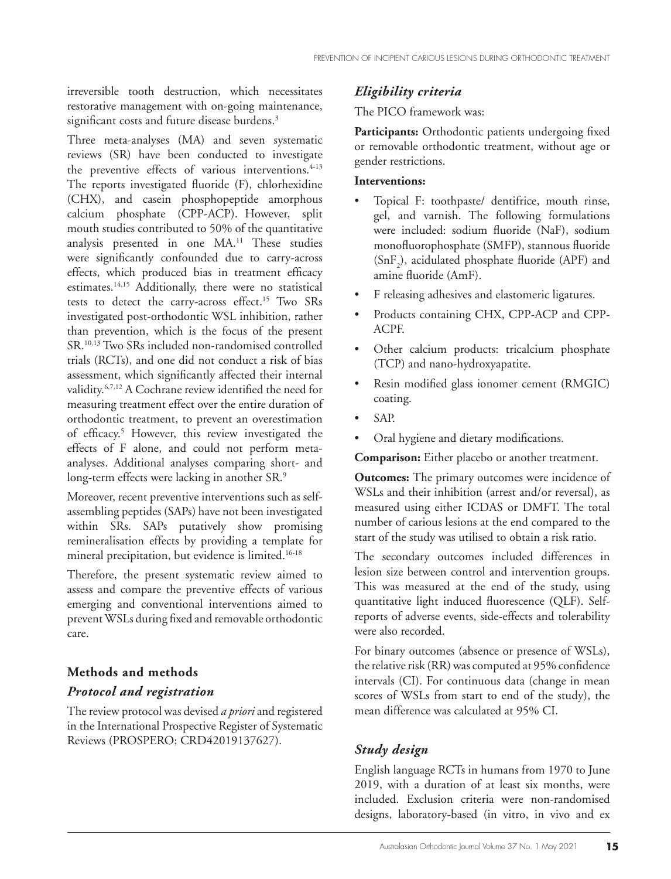irreversible tooth destruction, which necessitates restorative management with on-going maintenance, significant costs and future disease burdens.[3]

Three meta-analyses (MA) and seven systematic reviews (SR) have been conducted to investigate the preventive effects of various interventions.[4-13] The reports investigated fluoride (F), chlorhexidine (CHX), and casein phosphopeptide amorphous calcium phosphate (CPP-ACP). However, split mouth studies contributed to 50% of the quantitative analysis presented in one MA.[11] These studies were significantly confounded due to carry-across effects, which produced bias in treatment efficacy estimates.[14,15] Additionally, there were no statistical tests to detect the carry-across effect.[15] Two SRs investigated post-orthodontic WSL inhibition, rather than prevention, which is the focus of the present SR.[10,13] Two SRs included non-randomised controlled trials (RCTs), and one did not conduct a risk of bias assessment, which significantly affected their internal validity.[6,7,12] A Cochrane review identified the need for measuring treatment effect over the entire duration of orthodontic treatment, to prevent an overestimation of efficacy.[5] However, this review investigated the effects of F alone, and could not perform meta-analyses. Additional analyses comparing short- and long-term effects were lacking in another SR.[9]

Moreover, recent preventive interventions such as self-assembling peptides (SAPs) have not been investigated within SRs. SAPs putatively show promising remineralisation effects by providing a template for mineral precipitation, but evidence is limited.[16-18]

Therefore, the present systematic review aimed to assess and compare the preventive effects of various emerging and conventional interventions aimed to prevent WSLs during fixed and removable orthodontic care.

## Methods and methods

### *Protocol and registration*

The review protocol was devised *a priori* and registered in the International Prospective Register of Systematic Reviews (PROSPERO; CRD42019137627).

### *Eligibility criteria*

The PICO framework was:

**Participants:** Orthodontic patients undergoing fixed or removable orthodontic treatment, without age or gender restrictions.

**Interventions:**

- Topical F: toothpaste/ dentifrice, mouth rinse, gel, and varnish. The following formulations were included: sodium fluoride (NaF), sodium monofluorophosphate (SMFP), stannous fluoride ($SnF_2$), acidulated phosphate fluoride (APF) and amine fluoride (AmF).
- F releasing adhesives and elastomeric ligatures.
- Products containing CHX, CPP-ACP and CPP-ACPF.
- Other calcium products: tricalcium phosphate (TCP) and nano-hydroxyapatite.
- Resin modified glass ionomer cement (RMGIC) coating.
- SAP.
- Oral hygiene and dietary modifications.

**Comparison:** Either placebo or another treatment.

**Outcomes:** The primary outcomes were incidence of WSLs and their inhibition (arrest and/or reversal), as measured using either ICDAS or DMFT. The total number of carious lesions at the end compared to the start of the study was utilised to obtain a risk ratio.

The secondary outcomes included differences in lesion size between control and intervention groups. This was measured at the end of the study, using quantitative light induced fluorescence (QLF). Self-reports of adverse events, side-effects and tolerability were also recorded.

For binary outcomes (absence or presence of WSLs), the relative risk (RR) was computed at 95% confidence intervals (CI). For continuous data (change in mean scores of WSLs from start to end of the study), the mean difference was calculated at 95% CI.

### *Study design*

English language RCTs in humans from 1970 to June 2019, with a duration of at least six months, were included. Exclusion criteria were non-randomised designs, laboratory-based (in vitro, in vivo and ex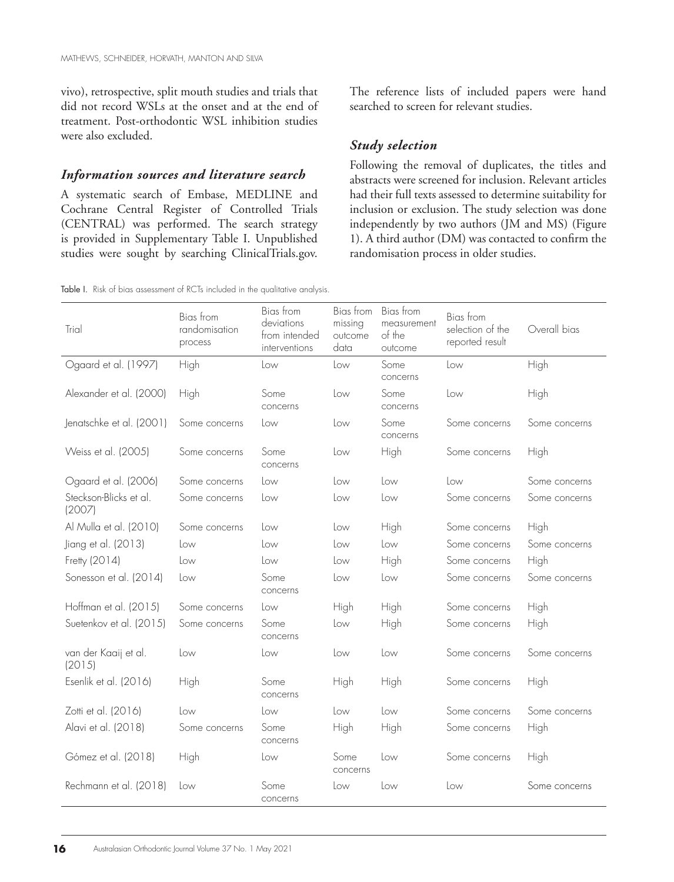vivo), retrospective, split mouth studies and trials that did not record WSLs at the onset and at the end of treatment. Post-orthodontic WSL inhibition studies were also excluded.

### *Information sources and literature search*

A systematic search of Embase, MEDLINE and Cochrane Central Register of Controlled Trials (CENTRAL) was performed. The search strategy is provided in Supplementary Table I. Unpublished studies were sought by searching ClinicalTrials.gov. The reference lists of included papers were hand searched to screen for relevant studies.

### *Study selection*

Following the removal of duplicates, the titles and abstracts were screened for inclusion. Relevant articles had their full texts assessed to determine suitability for inclusion or exclusion. The study selection was done independently by two authors (JM and MS) (Figure 1). A third author (DM) was contacted to confirm the randomisation process in older studies.

Table I. Risk of bias assessment of RCTs included in the qualitative analysis.

| Trial | Bias from randomisation process | Bias from deviations from intended interventions | Bias from missing outcome data | Bias from measurement of the outcome | Bias from selection of the reported result | Overall bias |
|---|---|---|---|---|---|---|
| Ogaard et al. (1997) | High | Low | Low | Some concerns | Low | High |
| Alexander et al. (2000) | High | Some concerns | Low | Some concerns | Low | High |
| Jenatschke et al. (2001) | Some concerns | Low | Low | Some concerns | Some concerns | Some concerns |
| Weiss et al. (2005) | Some concerns | Some concerns | Low | High | Some concerns | High |
| Ogaard et al. (2006) | Some concerns | Low | Low | Low | Low | Some concerns |
| Steckson-Blicks et al. (2007) | Some concerns | Low | Low | Low | Some concerns | Some concerns |
| Al Mulla et al. (2010) | Some concerns | Low | Low | High | Some concerns | High |
| Jiang et al. (2013) | Low | Low | Low | Low | Some concerns | Some concerns |
| Fretty (2014) | Low | Low | Low | High | Some concerns | High |
| Sonesson et al. (2014) | Low | Some concerns | Low | Low | Some concerns | Some concerns |
| Hoffman et al. (2015) | Some concerns | Low | High | High | Some concerns | High |
| Suetenkov et al. (2015) | Some concerns | Some concerns | Low | High | Some concerns | High |
| van der Kaaij et al. (2015) | Low | Low | Low | Low | Some concerns | Some concerns |
| Esenlik et al. (2016) | High | Some concerns | High | High | Some concerns | High |
| Zotti et al. (2016) | Low | Low | Low | Low | Some concerns | Some concerns |
| Alavi et al. (2018) | Some concerns | Some concerns | High | High | Some concerns | High |
| Gómez et al. (2018) | High | Low | Some concerns | Low | Some concerns | High |
| Rechmann et al. (2018) | Low | Some concerns | Low | Low | Low | Some concerns |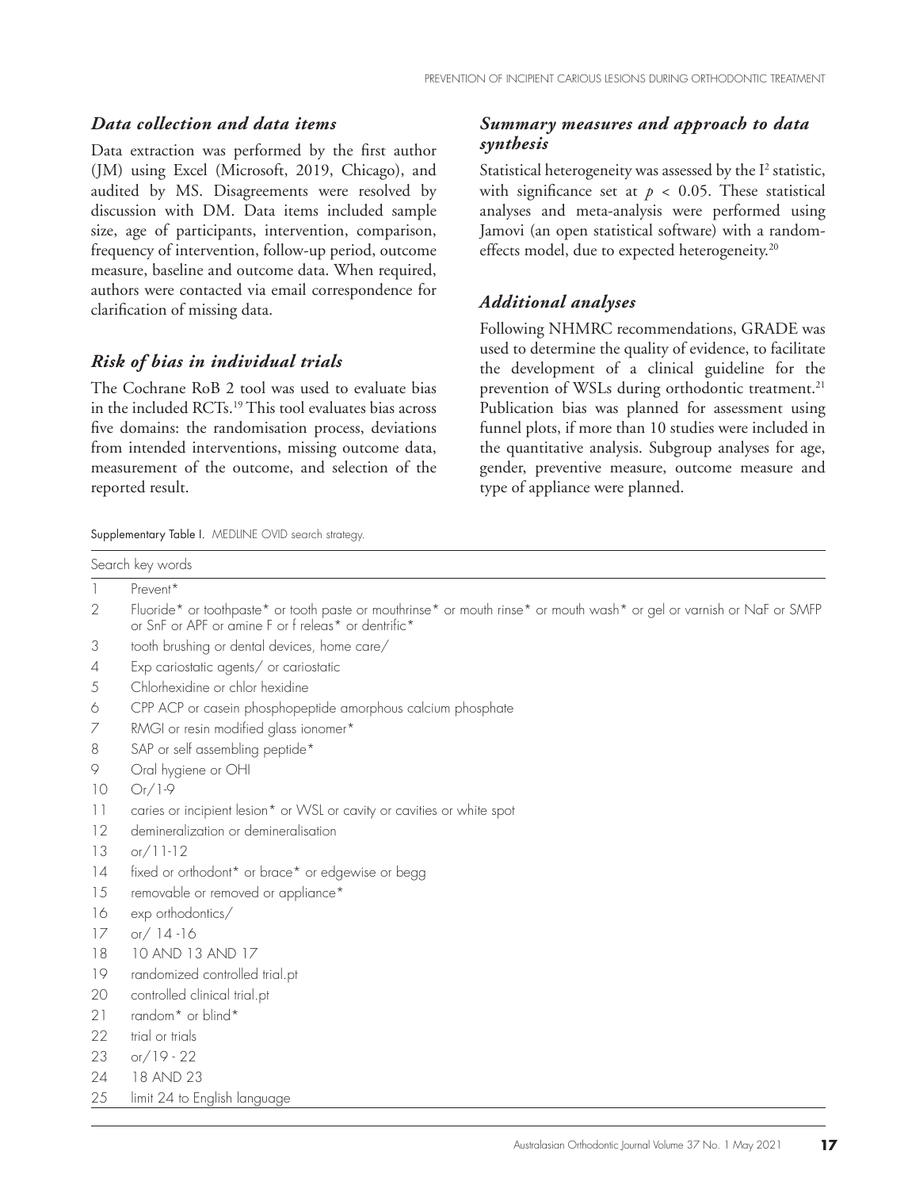### *Data collection and data items*

Data extraction was performed by the first author (JM) using Excel (Microsoft, 2019, Chicago), and audited by MS. Disagreements were resolved by discussion with DM. Data items included sample size, age of participants, intervention, comparison, frequency of intervention, follow-up period, outcome measure, baseline and outcome data. When required, authors were contacted via email correspondence for clarification of missing data.

### *Risk of bias in individual trials*

The Cochrane RoB 2 tool was used to evaluate bias in the included RCTs.[19] This tool evaluates bias across five domains: the randomisation process, deviations from intended interventions, missing outcome data, measurement of the outcome, and selection of the reported result.

### *Summary measures and approach to data synthesis*

Statistical heterogeneity was assessed by the $I^2$ statistic, with significance set at $p < 0.05$. These statistical analyses and meta-analysis were performed using Jamovi (an open statistical software) with a random-effects model, due to expected heterogeneity.[20]

### *Additional analyses*

Following NHMRC recommendations, GRADE was used to determine the quality of evidence, to facilitate the development of a clinical guideline for the prevention of WSLs during orthodontic treatment.[21] Publication bias was planned for assessment using funnel plots, if more than 10 studies were included in the quantitative analysis. Subgroup analyses for age, gender, preventive measure, outcome measure and type of appliance were planned.

Supplementary Table I. MEDLINE OVID search strategy.

| | Search key words |
|---|---|
| 1 | Prevent* |
| 2 | Fluoride* or toothpaste* or tooth paste or mouthrinse* or mouth rinse* or mouth wash* or gel or varnish or NaF or SMFP or SnF or APF or amine F or f releas* or dentrific* |
| 3 | tooth brushing or dental devices, home care/ |
| 4 | Exp cariostatic agents/ or cariostatic |
| 5 | Chlorhexidine or chlor hexidine |
| 6 | CPP ACP or casein phosphopeptide amorphous calcium phosphate |
| 7 | RMGI or resin modified glass ionomer* |
| 8 | SAP or self assembling peptide* |
| 9 | Oral hygiene or OHI |
| 10 | Or/1-9 |
| 11 | caries or incipient lesion* or WSL or cavity or cavities or white spot |
| 12 | demineralization or demineralisation |
| 13 | or/11-12 |
| 14 | fixed or orthodont* or brace* or edgewise or begg |
| 15 | removable or removed or appliance* |
| 16 | exp orthodontics/ |
| 17 | or/ 14 -16 |
| 18 | 10 AND 13 AND 17 |
| 19 | randomized controlled trial.pt |
| 20 | controlled clinical trial.pt |
| 21 | random* or blind* |
| 22 | trial or trials |
| 23 | or/19 - 22 |
| 24 | 18 AND 23 |
| 25 | limit 24 to English language |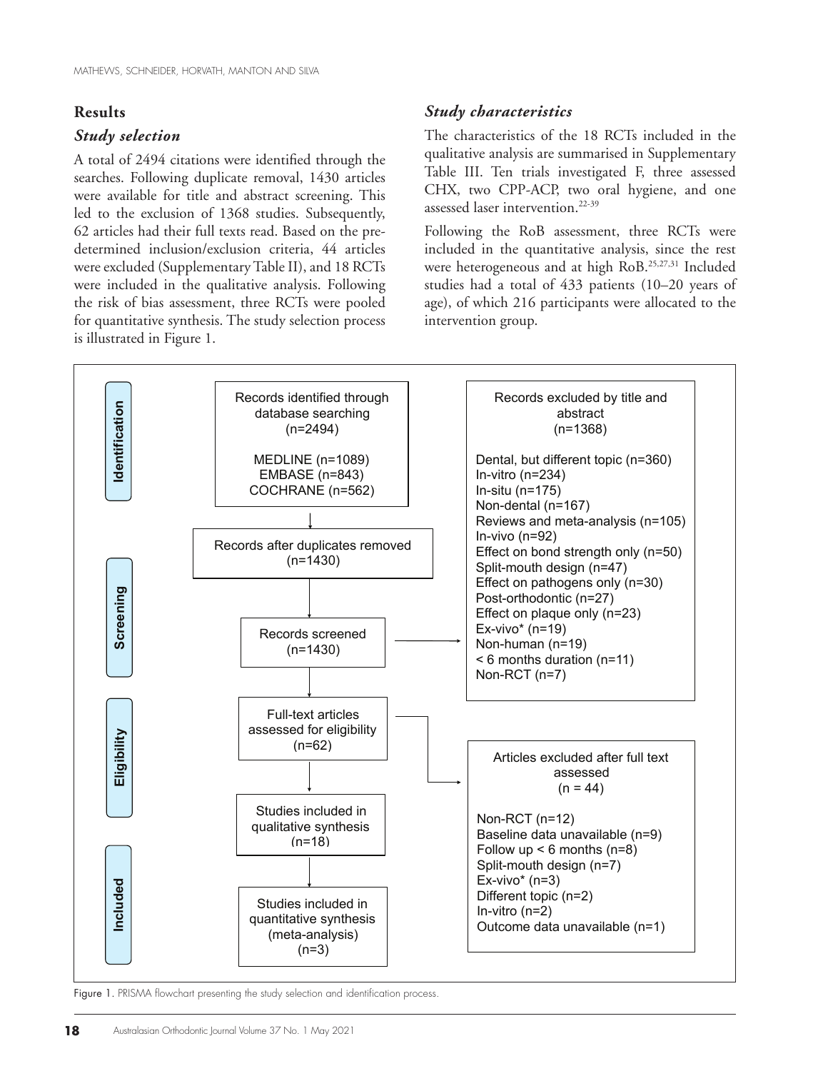## Results

### *Study selection*

A total of 2494 citations were identified through the searches. Following duplicate removal, 1430 articles were available for title and abstract screening. This led to the exclusion of 1368 studies. Subsequently, 62 articles had their full texts read. Based on the pre-determined inclusion/exclusion criteria, 44 articles were excluded (Supplementary Table II), and 18 RCTs were included in the qualitative analysis. Following the risk of bias assessment, three RCTs were pooled for quantitative synthesis. The study selection process is illustrated in Figure 1.

### *Study characteristics*

The characteristics of the 18 RCTs included in the qualitative analysis are summarised in Supplementary Table III. Ten trials investigated F, three assessed CHX, two CPP-ACP, two oral hygiene, and one assessed laser intervention.[22-39]

Following the RoB assessment, three RCTs were included in the quantitative analysis, since the rest were heterogeneous and at high RoB.[25,27,31] Included studies had a total of 433 patients (10–20 years of age), of which 216 participants were allocated to the intervention group.

**Identification**

Records identified through database searching (n=2494)

MEDLINE (n=1089)
EMBASE (n=843)
COCHRANE (n=562)

Records after duplicates removed (n=1430)

**Screening**

Records screened (n=1430)

Records excluded by title and abstract (n=1368)

- Dental, but different topic (n=360)
- In-vitro (n=234)
- In-situ (n=175)
- Non-dental (n=167)
- Reviews and meta-analysis (n=105)
- In-vivo (n=92)
- Effect on bond strength only (n=50)
- Split-mouth design (n=47)
- Effect on pathogens only (n=30)
- Post-orthodontic (n=27)
- Effect on plaque only (n=23)
- Ex-vivo* (n=19)
- Non-human (n=19)
- < 6 months duration (n=11)
- Non-RCT (n=7)

**Eligibility**

Full-text articles assessed for eligibility (n=62)

Articles excluded after full text assessed (n = 44)

- Non-RCT (n=12)
- Baseline data unavailable (n=9)
- Follow up < 6 months (n=8)
- Split-mouth design (n=7)
- Ex-vivo* (n=3)
- Different topic (n=2)
- In-vitro (n=2)
- Outcome data unavailable (n=1)

**Included**

Studies included in qualitative synthesis (n=18)

Studies included in quantitative synthesis (meta-analysis) (n=3)

Figure 1. PRISMA flowchart presenting the study selection and identification process.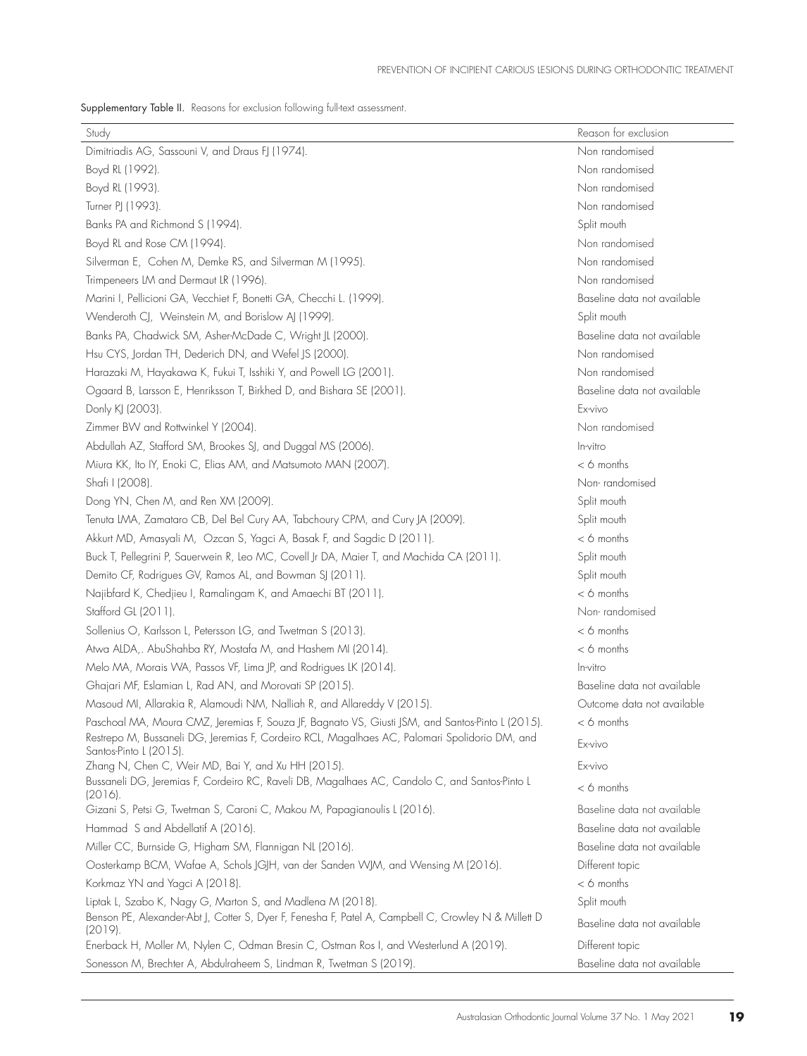Supplementary Table II. Reasons for exclusion following full-text assessment.

| Study | Reason for exclusion |
|---|---|
| Dimitriadis AG, Sassouni V, and Draus FJ (1974). | Non randomised |
| Boyd RL (1992). | Non randomised |
| Boyd RL (1993). | Non randomised |
| Turner PJ (1993). | Non randomised |
| Banks PA and Richmond S (1994). | Split mouth |
| Boyd RL and Rose CM (1994). | Non randomised |
| Silverman E, Cohen M, Demke RS, and Silverman M (1995). | Non randomised |
| Trimpeneers LM and Dermaut LR (1996). | Non randomised |
| Marini I, Pellicioni GA, Vecchiet F, Bonetti GA, Checchi L. (1999). | Baseline data not available |
| Wenderoth CJ, Weinstein M, and Borislow AJ (1999). | Split mouth |
| Banks PA, Chadwick SM, Asher-McDade C, Wright JL (2000). | Baseline data not available |
| Hsu CYS, Jordan TH, Dederich DN, and Wefel JS (2000). | Non randomised |
| Harazaki M, Hayakawa K, Fukui T, Isshiki Y, and Powell LG (2001). | Non randomised |
| Ogaard B, Larsson E, Henriksson T, Birkhed D, and Bishara SE (2001). | Baseline data not available |
| Donly KJ (2003). | Ex-vivo |
| Zimmer BW and Rottwinkel Y (2004). | Non randomised |
| Abdullah AZ, Stafford SM, Brookes SJ, and Duggal MS (2006). | In-vitro |
| Miura KK, Ito IY, Enoki C, Elias AM, and Matsumoto MAN (2007). | < 6 months |
| Shafi I (2008). | Non- randomised |
| Dong YN, Chen M, and Ren XM (2009). | Split mouth |
| Tenuta LMA, Zamataro CB, Del Bel Cury AA, Tabchoury CPM, and Cury JA (2009). | Split mouth |
| Akkurt MD, Amasyali M, Ozcan S, Yagci A, Basak F, and Sagdic D (2011). | < 6 months |
| Buck T, Pellegrini P, Sauerwein R, Leo MC, Covell Jr DA, Maier T, and Machida CA (2011). | Split mouth |
| Demito CF, Rodrigues GV, Ramos AL, and Bowman SJ (2011). | Split mouth |
| Najibfard K, Chedjieu I, Ramalingam K, and Amaechi BT (2011). | < 6 months |
| Stafford GL (2011). | Non- randomised |
| Sollenius O, Karlsson L, Petersson LG, and Twetman S (2013). | < 6 months |
| Atwa ALDA,. AbuShahba RY, Mostafa M, and Hashem MI (2014). | < 6 months |
| Melo MA, Morais WA, Passos VF, Lima JP, and Rodrigues LK (2014). | In-vitro |
| Ghajari MF, Eslamian L, Rad AN, and Morovati SP (2015). | Baseline data not available |
| Masoud MI, Allarakia R, Alamoudi NM, Nalliah R, and Allareddy V (2015). | Outcome data not available |
| Paschoal MA, Moura CMZ, Jeremias F, Souza JF, Bagnato VS, Giusti JSM, and Santos-Pinto L (2015). | < 6 months |
| Restrepo M, Bussaneli DG, Jeremias F, Cordeiro RCL, Magalhaes AC, Palomari Spolidorio DM, and Santos-Pinto L (2015). | Ex-vivo |
| Zhang N, Chen C, Weir MD, Bai Y, and Xu HH (2015). | Ex-vivo |
| Bussaneli DG, Jeremias F, Cordeiro RC, Raveli DB, Magalhaes AC, Candolo C, and Santos-Pinto L (2016). | < 6 months |
| Gizani S, Petsi G, Twetman S, Caroni C, Makou M, Papagianoulis L (2016). | Baseline data not available |
| Hammad S and Abdellatif A (2016). | Baseline data not available |
| Miller CC, Burnside G, Higham SM, Flannigan NL (2016). | Baseline data not available |
| Oosterkamp BCM, Wafae A, Schols JGJH, van der Sanden WJM, and Wensing M (2016). | Different topic |
| Korkmaz YN and Yagci A (2018). | < 6 months |
| Liptak L, Szabo K, Nagy G, Marton S, and Madlena M (2018). | Split mouth |
| Benson PE, Alexander-Abt J, Cotter S, Dyer F, Fenesha F, Patel A, Campbell C, Crowley N & Millett D (2019). | Baseline data not available |
| Enerback H, Moller M, Nylen C, Odman Bresin C, Ostman Ros I, and Westerlund A (2019). | Different topic |
| Sonesson M, Brechter A, Abdulraheem S, Lindman R, Twetman S (2019). | Baseline data not available |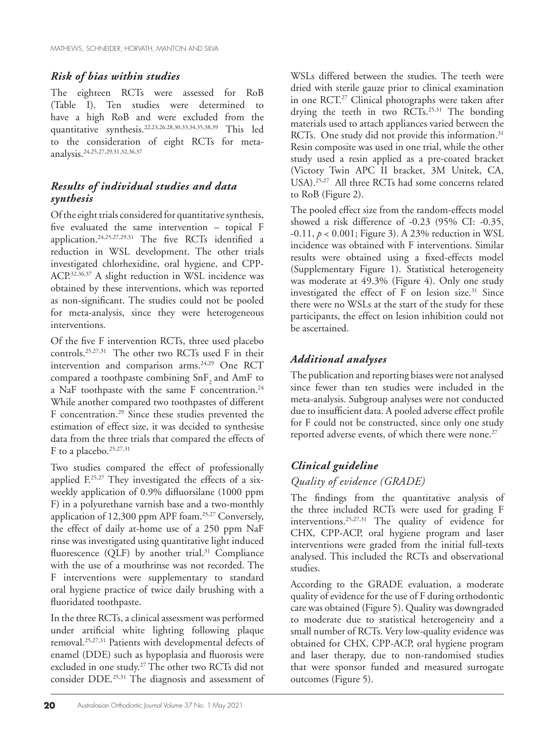### *Risk of bias within studies*

The eighteen RCTs were assessed for RoB (Table I). Ten studies were determined to have a high RoB and were excluded from the quantitative synthesis.[22,23,26,28,30,33,34,35,38,39] This led to the consideration of eight RCTs for meta-analysis.[24,25,27,29,31,32,36,37]

### *Results of individual studies and data synthesis*

Of the eight trials considered for quantitative synthesis, five evaluated the same intervention – topical F application.[24,25,27,29,31] The five RCTs identified a reduction in WSL development. The other trials investigated chlorhexidine, oral hygiene, and CPP-ACP.[32,36,37] A slight reduction in WSL incidence was obtained by these interventions, which was reported as non-significant. The studies could not be pooled for meta-analysis, since they were heterogeneous interventions.

Of the five F intervention RCTs, three used placebo controls.[25,27,31] The other two RCTs used F in their intervention and comparison arms.[24,29] One RCT compared a toothpaste combining $SnF_2$ and AmF to a NaF toothpaste with the same F concentration.[24] While another compared two toothpastes of different F concentration.[29] Since these studies prevented the estimation of effect size, it was decided to synthesise data from the three trials that compared the effects of F to a placebo.[25,27,31]

Two studies compared the effect of professionally applied F.[25,27] They investigated the effects of a six-weekly application of 0.9% difluorsilane (1000 ppm F) in a polyurethane varnish base and a two-monthly application of 12,300 ppm APF foam.[25,27] Conversely, the effect of daily at-home use of a 250 ppm NaF rinse was investigated using quantitative light induced fluorescence (QLF) by another trial.[31] Compliance with the use of a mouthrinse was not recorded. The F interventions were supplementary to standard oral hygiene practice of twice daily brushing with a fluoridated toothpaste.

In the three RCTs, a clinical assessment was performed under artificial white lighting following plaque removal.[25,27,31] Patients with developmental defects of enamel (DDE) such as hypoplasia and fluorosis were excluded in one study.[27] The other two RCTs did not consider DDE.[25,31] The diagnosis and assessment of WSLs differed between the studies. The teeth were dried with sterile gauze prior to clinical examination in one RCT.[27] Clinical photographs were taken after drying the teeth in two RCTs.[25,31] The bonding materials used to attach appliances varied between the RCTs. One study did not provide this information.[31] Resin composite was used in one trial, while the other study used a resin applied as a pre-coated bracket (Victory Twin APC II bracket, 3M Unitek, CA, USA).[25,27] All three RCTs had some concerns related to RoB (Figure 2).

The pooled effect size from the random-effects model showed a risk difference of -0.23 (95% CI: -0.35, -0.11, $p < 0.001$; Figure 3). A 23% reduction in WSL incidence was obtained with F interventions. Similar results were obtained using a fixed-effects model (Supplementary Figure 1). Statistical heterogeneity was moderate at 49.3% (Figure 4). Only one study investigated the effect of F on lesion size.[31] Since there were no WSLs at the start of the study for these participants, the effect on lesion inhibition could not be ascertained.

### *Additional analyses*

The publication and reporting biases were not analysed since fewer than ten studies were included in the meta-analysis. Subgroup analyses were not conducted due to insufficient data. A pooled adverse effect profile for F could not be constructed, since only one study reported adverse events, of which there were none.[27]

### *Clinical guideline*

#### *Quality of evidence (GRADE)*

The findings from the quantitative analysis of the three included RCTs were used for grading F interventions.[25,27,31] The quality of evidence for CHX, CPP-ACP, oral hygiene program and laser interventions were graded from the initial full-texts analysed. This included the RCTs and observational studies.

According to the GRADE evaluation, a moderate quality of evidence for the use of F during orthodontic care was obtained (Figure 5). Quality was downgraded to moderate due to statistical heterogeneity and a small number of RCTs. Very low-quality evidence was obtained for CHX, CPP-ACP, oral hygiene program and laser therapy, due to non-randomised studies that were sponsor funded and measured surrogate outcomes (Figure 5).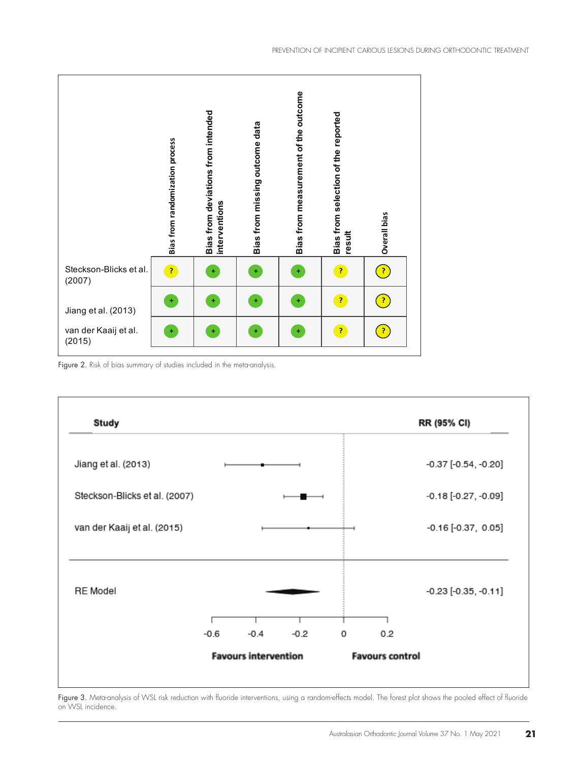| | Bias from randomization process | Bias from deviations from intended interventions | Bias from missing outcome data | Bias from measurement of the outcome | Bias from selection of the reported result | Overall bias |
|---|---|---|---|---|---|---|
| Steckson-Blicks et al. (2007) | ? | + | + | + | ? | ? |
| Jiang et al. (2013) | + | + | + | + | ? | ? |
| van der Kaaij et al. (2015) | + | + | + | + | ? | ? |

Figure 2. Risk of bias summary of studies included in the meta-analysis.

| Study | RR (95% CI) |
|---|---|
| Jiang et al. (2013) | -0.37 [-0.54, -0.20] |
| Steckson-Blicks et al. (2007) | -0.18 [-0.27, -0.09] |
| van der Kaaij et al. (2015) | -0.16 [-0.37, 0.05] |
| RE Model | -0.23 [-0.35, -0.11] |

Favours intervention | Favours control

Figure 3. Meta-analysis of WSL risk reduction with fluoride interventions, using a random-effects model. The forest plot shows the pooled effect of fluoride on WSL incidence.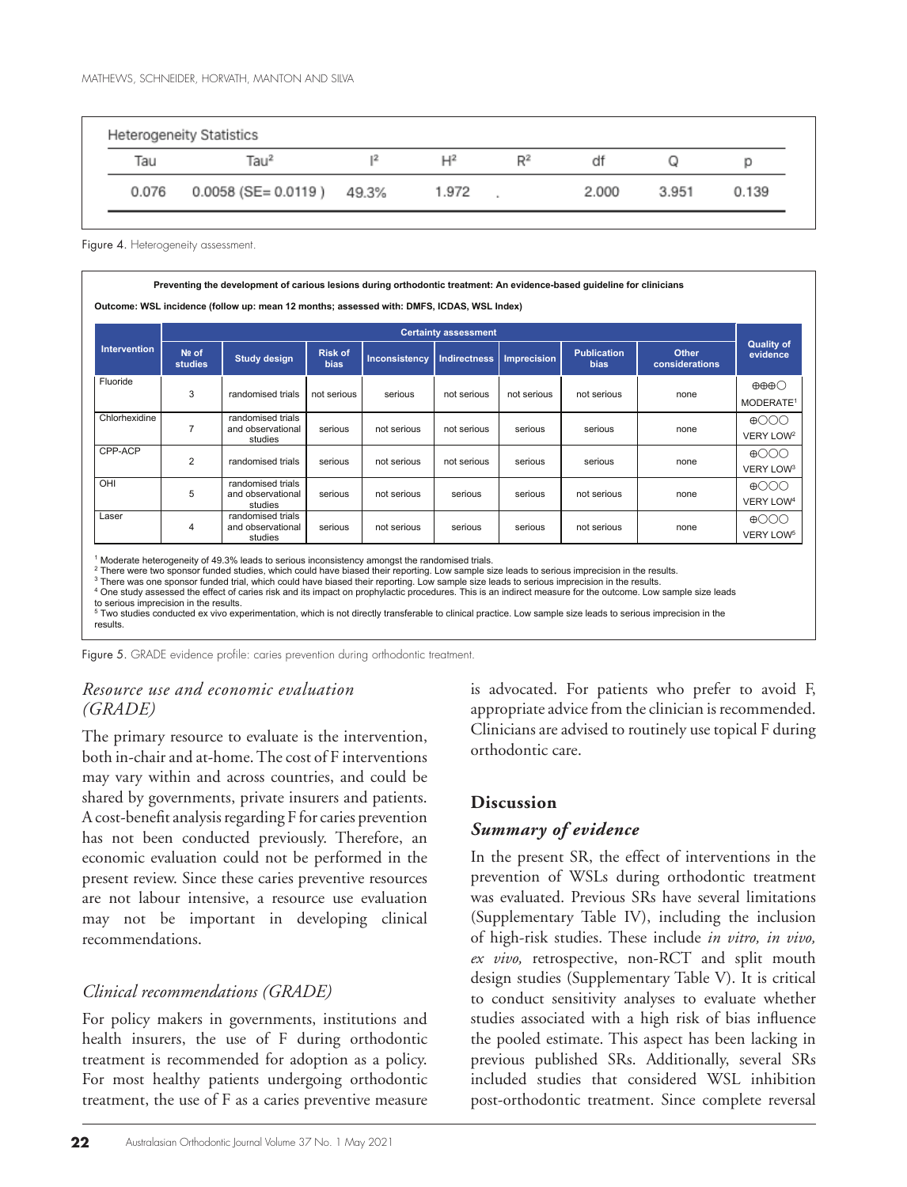| Heterogeneity Statistics | | | | | | | |
|---|---|---|---|---|---|---|---|
| Tau | Tau² | I² | H² | R² | df | Q | p |
| 0.076 | 0.0058 (SE= 0.0119 ) | 49.3% | 1.972 | . | 2.000 | 3.951 | 0.139 |

Figure 4. Heterogeneity assessment.

**Preventing the development of carious lesions during orthodontic treatment: An evidence-based guideline for clinicians**

**Outcome: WSL incidence (follow up: mean 12 months; assessed with: DMFS, ICDAS, WSL Index)**

| Intervention | Certainty assessment | | | | | | | | Quality of evidence |
|---|---|---|---|---|---|---|---|---|---|
| | № of studies | Study design | Risk of bias | Inconsistency | Indirectness | Imprecision | Publication bias | Other considerations | |
| Fluoride | 3 | randomised trials | not serious | serious | not serious | not serious | not serious | none | ⊕⊕⊕◯ MODERATE[1] |
| Chlorhexidine | 7 | randomised trials and observational studies | serious | not serious | not serious | serious | serious | none | ⊕◯◯◯ VERY LOW[2] |
| CPP-ACP | 2 | randomised trials | serious | not serious | not serious | serious | serious | none | ⊕◯◯◯ VERY LOW[3] |
| OHI | 5 | randomised trials and observational studies | serious | not serious | serious | serious | not serious | none | ⊕◯◯◯ VERY LOW[4] |
| Laser | 4 | randomised trials and observational studies | serious | not serious | serious | serious | not serious | none | ⊕◯◯◯ VERY LOW[5] |

[1] Moderate heterogeneity of 49.3% leads to serious inconsistency amongst the randomised trials.
[2] There were two sponsor funded studies, which could have biased their reporting. Low sample size leads to serious imprecision in the results.
[3] There was one sponsor funded trial, which could have biased their reporting. Low sample size leads to serious imprecision in the results.
[4] One study assessed the effect of caries risk and its impact on prophylactic procedures. This is an indirect measure for the outcome. Low sample size leads to serious imprecision in the results.
[5] Two studies conducted ex vivo experimentation, which is not directly transferable to clinical practice. Low sample size leads to serious imprecision in the results.

Figure 5. GRADE evidence profile: caries prevention during orthodontic treatment.

### *Resource use and economic evaluation (GRADE)*

The primary resource to evaluate is the intervention, both in-chair and at-home. The cost of F interventions may vary within and across countries, and could be shared by governments, private insurers and patients. A cost-benefit analysis regarding F for caries prevention has not been conducted previously. Therefore, an economic evaluation could not be performed in the present review. Since these caries preventive resources are not labour intensive, a resource use evaluation may not be important in developing clinical recommendations.

### *Clinical recommendations (GRADE)*

For policy makers in governments, institutions and health insurers, the use of F during orthodontic treatment is recommended for adoption as a policy. For most healthy patients undergoing orthodontic treatment, the use of F as a caries preventive measure is advocated. For patients who prefer to avoid F, appropriate advice from the clinician is recommended. Clinicians are advised to routinely use topical F during orthodontic care.

## Discussion

### *Summary of evidence*

In the present SR, the effect of interventions in the prevention of WSLs during orthodontic treatment was evaluated. Previous SRs have several limitations (Supplementary Table IV), including the inclusion of high-risk studies. These include *in vitro, in vivo, ex vivo,* retrospective, non-RCT and split mouth design studies (Supplementary Table V). It is critical to conduct sensitivity analyses to evaluate whether studies associated with a high risk of bias influence the pooled estimate. This aspect has been lacking in previous published SRs. Additionally, several SRs included studies that considered WSL inhibition post-orthodontic treatment. Since complete reversal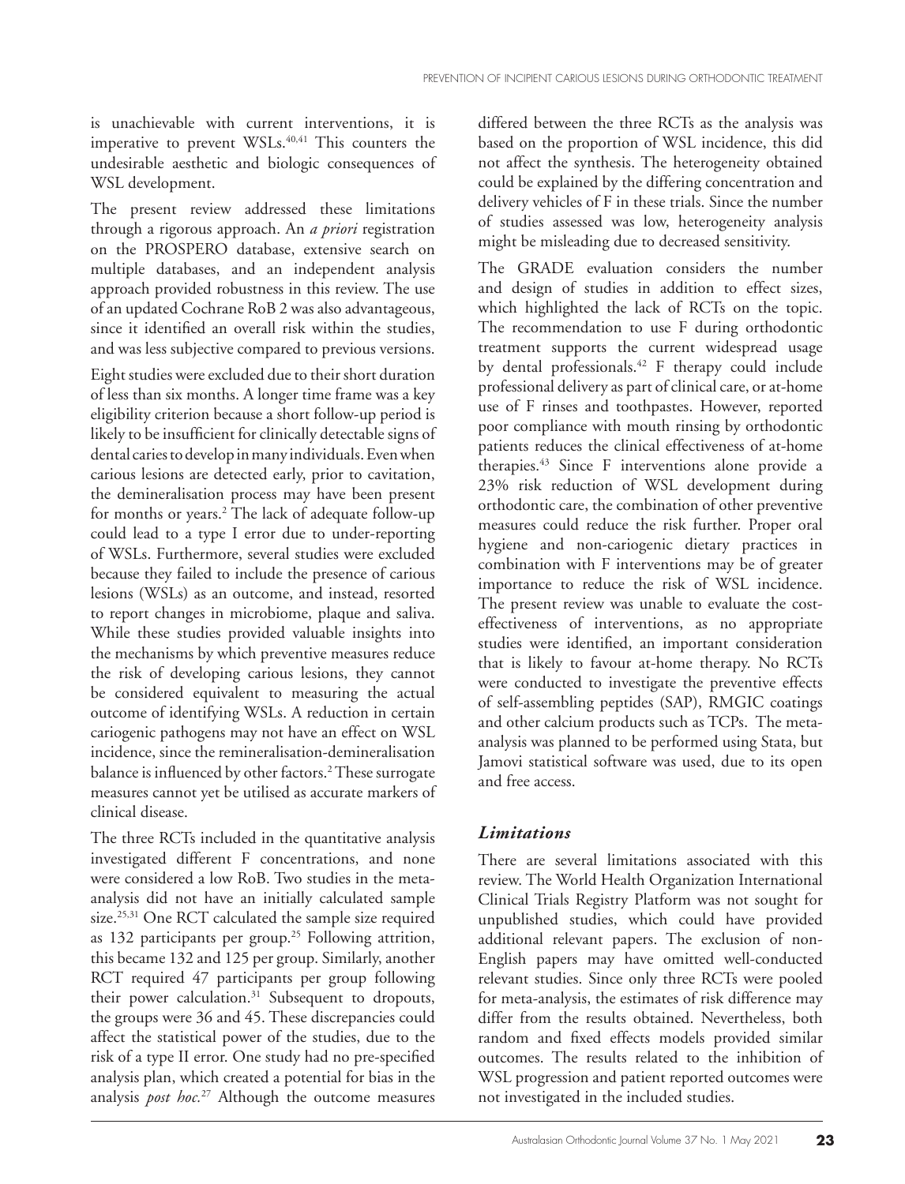is unachievable with current interventions, it is imperative to prevent WSLs.[40,41] This counters the undesirable aesthetic and biologic consequences of WSL development.

The present review addressed these limitations through a rigorous approach. An *a priori* registration on the PROSPERO database, extensive search on multiple databases, and an independent analysis approach provided robustness in this review. The use of an updated Cochrane RoB 2 was also advantageous, since it identified an overall risk within the studies, and was less subjective compared to previous versions.

Eight studies were excluded due to their short duration of less than six months. A longer time frame was a key eligibility criterion because a short follow-up period is likely to be insufficient for clinically detectable signs of dental caries to develop in many individuals. Even when carious lesions are detected early, prior to cavitation, the demineralisation process may have been present for months or years.[2] The lack of adequate follow-up could lead to a type I error due to under-reporting of WSLs. Furthermore, several studies were excluded because they failed to include the presence of carious lesions (WSLs) as an outcome, and instead, resorted to report changes in microbiome, plaque and saliva. While these studies provided valuable insights into the mechanisms by which preventive measures reduce the risk of developing carious lesions, they cannot be considered equivalent to measuring the actual outcome of identifying WSLs. A reduction in certain cariogenic pathogens may not have an effect on WSL incidence, since the remineralisation-demineralisation balance is influenced by other factors.[2] These surrogate measures cannot yet be utilised as accurate markers of clinical disease.

The three RCTs included in the quantitative analysis investigated different F concentrations, and none were considered a low RoB. Two studies in the meta-analysis did not have an initially calculated sample size.[25,31] One RCT calculated the sample size required as 132 participants per group.[25] Following attrition, this became 132 and 125 per group. Similarly, another RCT required 47 participants per group following their power calculation.[31] Subsequent to dropouts, the groups were 36 and 45. These discrepancies could affect the statistical power of the studies, due to the risk of a type II error. One study had no pre-specified analysis plan, which created a potential for bias in the analysis *post hoc*.[27] Although the outcome measures differed between the three RCTs as the analysis was based on the proportion of WSL incidence, this did not affect the synthesis. The heterogeneity obtained could be explained by the differing concentration and delivery vehicles of F in these trials. Since the number of studies assessed was low, heterogeneity analysis might be misleading due to decreased sensitivity.

The GRADE evaluation considers the number and design of studies in addition to effect sizes, which highlighted the lack of RCTs on the topic. The recommendation to use F during orthodontic treatment supports the current widespread usage by dental professionals.[42] F therapy could include professional delivery as part of clinical care, or at-home use of F rinses and toothpastes. However, reported poor compliance with mouth rinsing by orthodontic patients reduces the clinical effectiveness of at-home therapies.[43] Since F interventions alone provide a 23% risk reduction of WSL development during orthodontic care, the combination of other preventive measures could reduce the risk further. Proper oral hygiene and non-cariogenic dietary practices in combination with F interventions may be of greater importance to reduce the risk of WSL incidence. The present review was unable to evaluate the cost-effectiveness of interventions, as no appropriate studies were identified, an important consideration that is likely to favour at-home therapy. No RCTs were conducted to investigate the preventive effects of self-assembling peptides (SAP), RMGIC coatings and other calcium products such as TCPs. The meta-analysis was planned to be performed using Stata, but Jamovi statistical software was used, due to its open and free access.

### *Limitations*

There are several limitations associated with this review. The World Health Organization International Clinical Trials Registry Platform was not sought for unpublished studies, which could have provided additional relevant papers. The exclusion of non-English papers may have omitted well-conducted relevant studies. Since only three RCTs were pooled for meta-analysis, the estimates of risk difference may differ from the results obtained. Nevertheless, both random and fixed effects models provided similar outcomes. The results related to the inhibition of WSL progression and patient reported outcomes were not investigated in the included studies.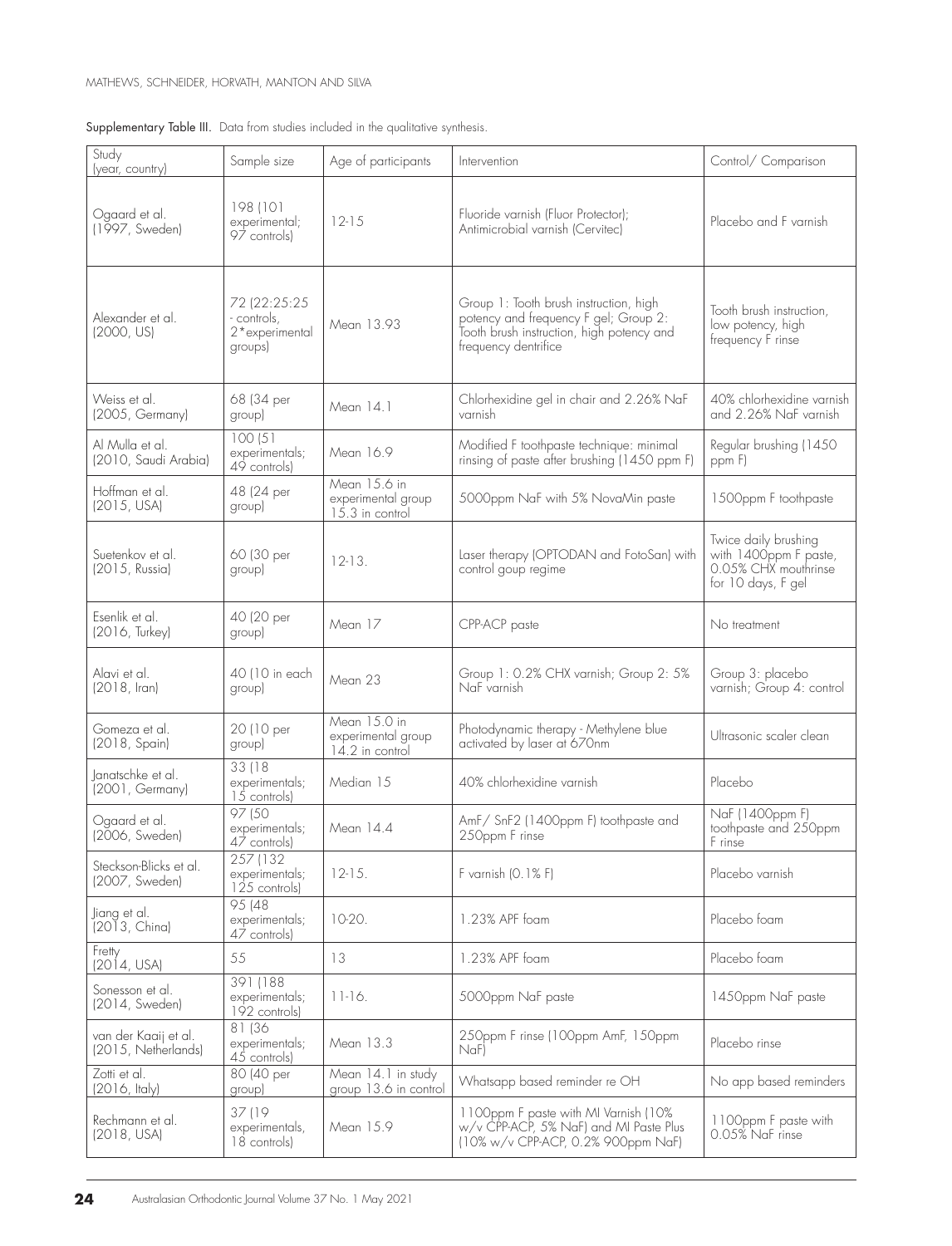Supplementary Table III. Data from studies included in the qualitative synthesis.

| Study (year, country) | Sample size | Age of participants | Intervention | Control/ Comparison |
|---|---|---|---|---|
| Ogaard et al. (1997, Sweden) | 198 (101 experimental; 97 controls) | 12-15 | Fluoride varnish (Fluor Protector); Antimicrobial varnish (Cervitec) | Placebo and F varnish |
| Alexander et al. (2000, US) | 72 (22:25:25 - controls, 2*experimental groups) | Mean 13.93 | Group 1: Tooth brush instruction, high potency and frequency F gel; Group 2: Tooth brush instruction, high potency and frequency dentrifice | Tooth brush instruction, low potency, high frequency F rinse |
| Weiss et al. (2005, Germany) | 68 (34 per group) | Mean 14.1 | Chlorhexidine gel in chair and 2.26% NaF varnish | 40% chlorhexidine varnish and 2.26% NaF varnish |
| Al Mulla et al. (2010, Saudi Arabia) | 100 (51 experimentals; 49 controls) | Mean 16.9 | Modified F toothpaste technique: minimal rinsing of paste after brushing (1450 ppm F) | Regular brushing (1450 ppm F) |
| Hoffman et al. (2015, USA) | 48 (24 per group) | Mean 15.6 in experimental group 15.3 in control | 5000ppm NaF with 5% NovaMin paste | 1500ppm F toothpaste |
| Suetenkov et al. (2015, Russia) | 60 (30 per group) | 12-13. | Laser therapy (OPTODAN and FotoSan) with control goup regime | Twice daily brushing with 1400ppm F paste, 0.05% CHX mouthrinse for 10 days, F gel |
| Esenlik et al. (2016, Turkey) | 40 (20 per group) | Mean 17 | CPP-ACP paste | No treatment |
| Alavi et al. (2018, Iran) | 40 (10 in each group) | Mean 23 | Group 1: 0.2% CHX varnish; Group 2: 5% NaF varnish | Group 3: placebo varnish; Group 4: control |
| Gomeza et al. (2018, Spain) | 20 (10 per group) | Mean 15.0 in experimental group 14.2 in control | Photodynamic therapy - Methylene blue activated by laser at 670nm | Ultrasonic scaler clean |
| Janatschke et al. (2001, Germany) | 33 (18 experimentals; 15 controls) | Median 15 | 40% chlorhexidine varnish | Placebo |
| Ogaard et al. (2006, Sweden) | 97 (50 experimentals; 47 controls) | Mean 14.4 | AmF/ SnF2 (1400ppm F) toothpaste and 250ppm F rinse | NaF (1400ppm F) toothpaste and 250ppm F rinse |
| Steckson-Blicks et al. (2007, Sweden) | 257 (132 experimentals; 125 controls) | 12-15. | F varnish (0.1% F) | Placebo varnish |
| Jiang et al. (2013, China) | 95 (48 experimentals; 47 controls) | 10-20. | 1.23% APF foam | Placebo foam |
| Fretty (2014, USA) | 55 | 13 | 1.23% APF foam | Placebo foam |
| Sonesson et al. (2014, Sweden) | 391 (188 experimentals; 192 controls) | 11-16. | 5000ppm NaF paste | 1450ppm NaF paste |
| van der Kaaij et al. (2015, Netherlands) | 81 (36 experimentals; 45 controls) | Mean 13.3 | 250ppm F rinse (100ppm AmF, 150ppm NaF) | Placebo rinse |
| Zotti et al. (2016, Italy) | 80 (40 per group) | Mean 14.1 in study group 13.6 in control | Whatsapp based reminder re OH | No app based reminders |
| Rechmann et al. (2018, USA) | 37 (19 experimentals, 18 controls) | Mean 15.9 | 1100ppm F paste with MI Varnish (10% w/v CPP-ACP, 5% NaF) and MI Paste Plus (10% w/v CPP-ACP, 0.2% 900ppm NaF) | 1100ppm F paste with 0.05% NaF rinse |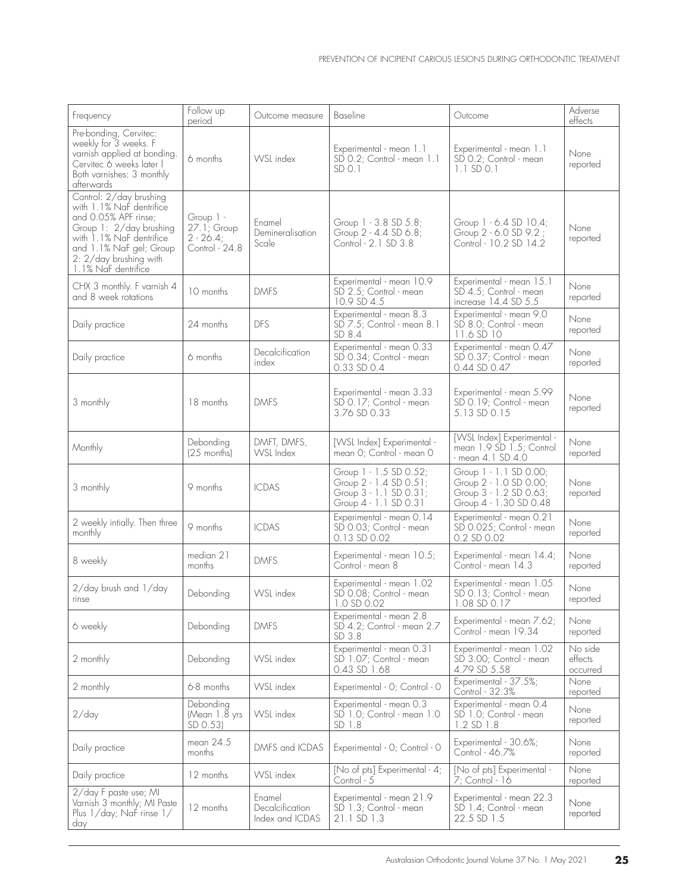| Frequency | Follow up period | Outcome measure | Baseline | Outcome | Adverse effects |
|---|---|---|---|---|---|
| Pre-bonding, Cervitec: weekly for 3 weeks. F varnish applied at bonding. Cervitec 6 weeks later l Both varnishes: 3 monthly afterwards | 6 months | WSL index | Experimental - mean 1.1 SD 0.2; Control - mean 1.1 SD 0.1 | Experimental - mean 1.1 SD 0.2; Control - mean 1.1 SD 0.1 | None reported |
| Control: 2/day brushing with 1.1% NaF dentrifice and 0.05% APF rinse; Group 1: 2/day brushing with 1.1% NaF dentrifice and 1.1% NaF gel; Group 2: 2/day brushing with 1.1% NaF dentrifice | Group 1 - 27.1; Group 2 - 26.4; Control - 24.8 | Enamel Demineralisation Scale | Group 1 - 3.8 SD 5.8; Group 2 - 4.4 SD 6.8; Control - 2.1 SD 3.8 | Group 1 - 6.4 SD 10.4; Group 2 - 6.0 SD 9.2 ; Control - 10.2 SD 14.2 | None reported |
| CHX 3 monthly. F varnish 4 and 8 week rotations | 10 months | DMFS | Experimental - mean 10.9 SD 2.5; Control - mean 10.9 SD 4.5 | Experimental - mean 15.1 SD 4.5; Control - mean increase 14.4 SD 5.5 | None reported |
| Daily practice | 24 months | DFS | Experimental - mean 8.3 SD 7.5; Control - mean 8.1 SD 8.4 | Experimental - mean 9.0 SD 8.0; Control - mean 11.6 SD 10 | None reported |
| Daily practice | 6 months | Decalcification index | Experimental - mean 0.33 SD 0.34; Control - mean 0.33 SD 0.4 | Experimental - mean 0.47 SD 0.37; Control - mean 0.44 SD 0.47 | None reported |
| 3 monthly | 18 months | DMFS | Experimental - mean 3.33 SD 0.17; Control - mean 3.76 SD 0.33 | Experimental - mean 5.99 SD 0.19; Control - mean 5.13 SD 0.15 | None reported |
| Monthly | Debonding (25 months) | DMFT, DMFS, WSL Index | [WSL Index] Experimental - mean 0; Control - mean 0 | [WSL Index] Experimental - mean 1.9 SD 1.5; Control - mean 4.1 SD 4.0 | None reported |
| 3 monthly | 9 months | ICDAS | Group 1 - 1.5 SD 0.52; Group 2 - 1.4 SD 0.51; Group 3 - 1.1 SD 0.31; Group 4 - 1.1 SD 0.31 | Group 1 - 1.1 SD 0.00; Group 2 - 1.0 SD 0.00; Group 3 - 1.2 SD 0.63; Group 4 - 1.30 SD 0.48 | None reported |
| 2 weekly intially. Then three monthly | 9 months | ICDAS | Experimental - mean 0.14 SD 0.03; Control - mean 0.13 SD 0.02 | Experimental - mean 0.21 SD 0.025; Control - mean 0.2 SD 0.02 | None reported |
| 8 weekly | median 21 months | DMFS | Experimental - mean 10.5; Control - mean 8 | Experimental - mean 14.4; Control - mean 14.3 | None reported |
| 2/day brush and 1/day rinse | Debonding | WSL index | Experimental - mean 1.02 SD 0.08; Control - mean 1.0 SD 0.02 | Experimental - mean 1.05 SD 0.13; Control - mean 1.08 SD 0.17 | None reported |
| 6 weekly | Debonding | DMFS | Experimental - mean 2.8 SD 4.2; Control - mean 2.7 SD 3.8 | Experimental - mean 7.62; Control - mean 19.34 | None reported |
| 2 monthly | Debonding | WSL index | Experimental - mean 0.31 SD 1.07; Control - mean 0.43 SD 1.68 | Experimental - mean 1.02 SD 3.00; Control - mean 4.79 SD 5.58 | No side effects occurred |
| 2 monthly | 6-8 months | WSL index | Experimental - 0; Control - 0 | Experimental - 37.5%; Control - 32.3% | None reported |
| 2/day | Debonding (Mean 1.8 yrs SD 0.53) | WSL index | Experimental - mean 0.3 SD 1.0; Control - mean 1.0 SD 1.8 | Experimental - mean 0.4 SD 1.0; Control - mean 1.2 SD 1.8 | None reported |
| Daily practice | mean 24.5 months | DMFS and ICDAS | Experimental - 0; Control - 0 | Experimental - 30.6%; Control - 46.7% | None reported |
| Daily practice | 12 months | WSL index | [No of pts] Experimental - 4; Control - 5 | [No of pts] Experimental - 7; Control - 16 | None reported |
| 2/day F paste use; MI Varnish 3 monthly; MI Paste Plus 1/day; NaF rinse 1/day | 12 months | Enamel Decalcification Index and ICDAS | Experimental - mean 21.9 SD 1.3; Control - mean 21.1 SD 1.3 | Experimental - mean 22.3 SD 1.4; Control - mean 22.5 SD 1.5 | None reported |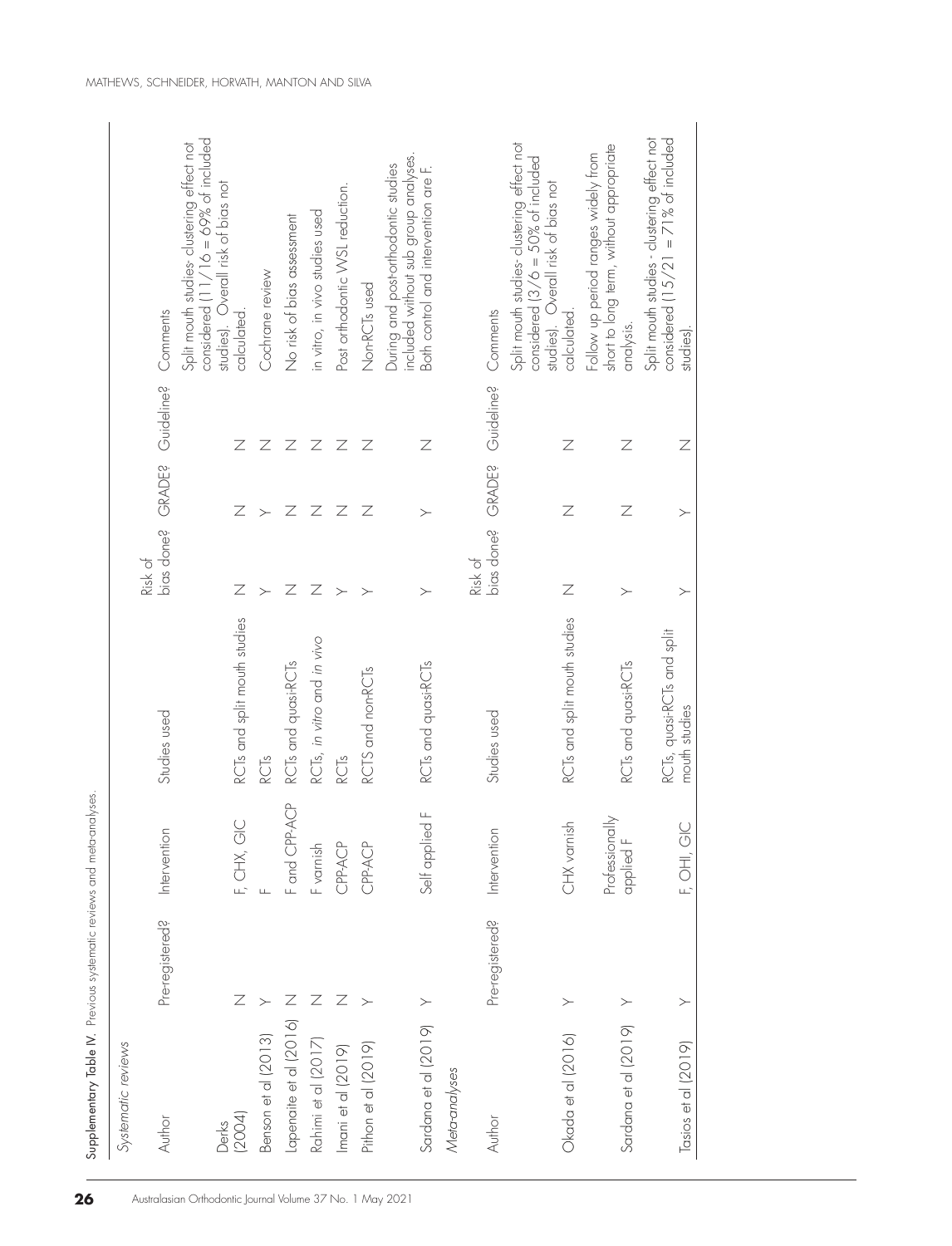Supplementary Table IV. Previous systematic reviews and meta-analyses.

| *Systematic reviews* | | | | | | | |
|---|---|---|---|---|---|---|---|
| Author | Pre-registered? | Intervention | Studies used | Risk of bias done? | GRADE? | Guideline? | Comments |
| Derks (2004) | N | F, CHX, GIC | RCTs and split mouth studies | N | N | N | Split mouth studies- clustering effect not considered (11/16 = 69% of included studies). Overall risk of bias not calculated. |
| Benson et al (2013) | Y | F | RCTs | Y | Y | N | Cochrane review |
| Lapenaite et al (2016) | N | F and CPP-ACP | RCTs and quasi-RCTs | N | N | N | No risk of bias assessment |
| Rahimi et al (2017) | N | F varnish | RCTs, *in vitro* and *in vivo* | N | N | N | in vitro, in vivo studies used |
| Imani et al (2019) | N | CPP-ACP | RCTs | Y | N | N | Post orthodontic WSL reduction. |
| Pithon et al (2019) | Y | CPP-ACP | RCTS and non-RCTs | Y | N | N | Non-RCTs used |
| Sardana et al (2019) | Y | Self applied F | RCTs and quasi-RCTs | Y | Y | N | During and post-orthodontic studies included without sub group analyses. Both control and intervention are F. |
| *Meta-analyses* | | | | | | | |
| Author | Pre-registered? | Intervention | Studies used | Risk of bias done? | GRADE? | Guideline? | Comments |
| Okada et al (2016) | Y | CHX varnish | RCTs and split mouth studies | N | N | N | Split mouth studies- clustering effect not considered (3/6 = 50% of included studies). Overall risk of bias not calculated. |
| Sardana et al (2019) | Y | Professionally applied F | RCTs and quasi-RCTs | Y | N | N | Follow up period ranges widely from short to long term, without appropriate analysis. |
| Tasios et al (2019) | Y | F, OHI, GIC | RCTs, quasi-RCTs and split mouth studies | Y | Y | N | Split mouth studies - clustering effect not considered (15/21 = 71% of included studies). |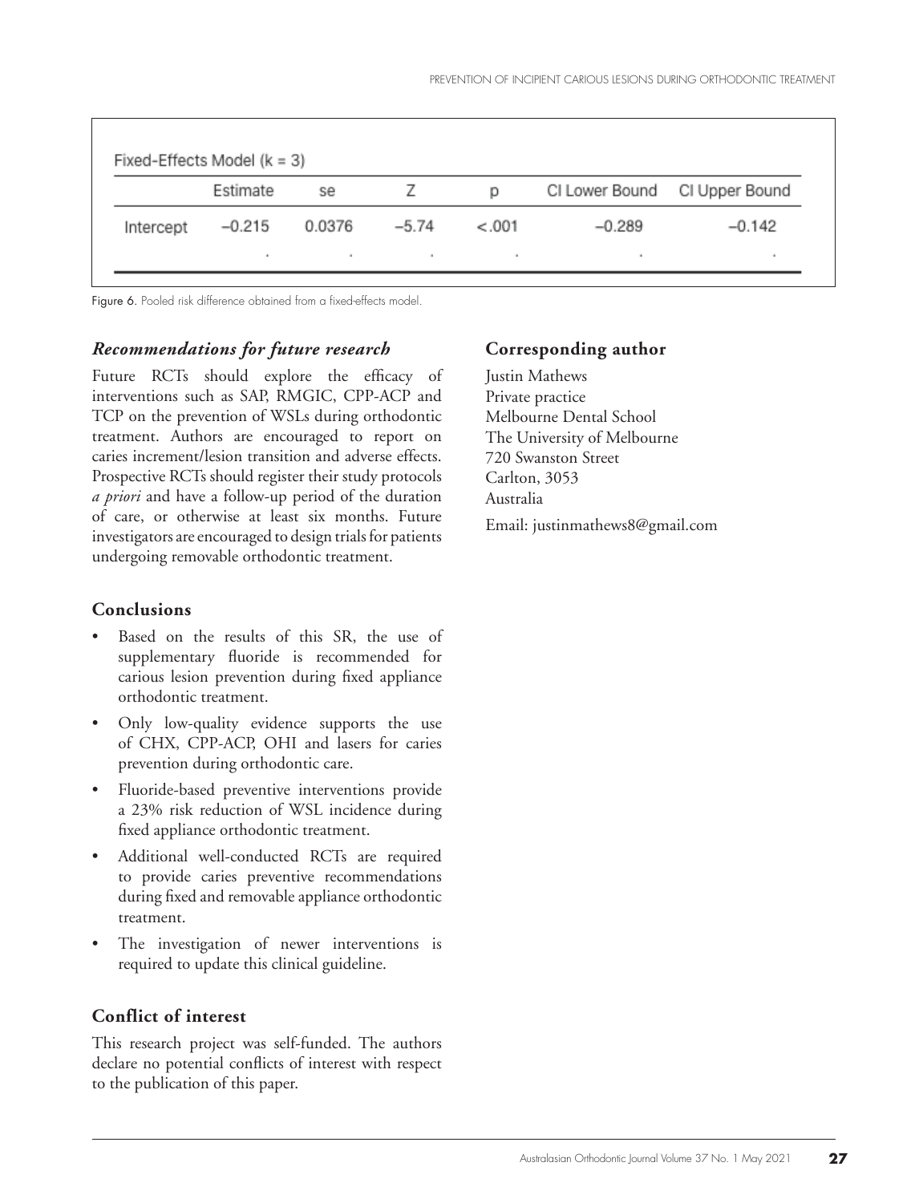Fixed-Effects Model (k = 3)

| | Estimate | se | Z | p | CI Lower Bound | CI Upper Bound |
|---|---|---|---|---|---|---|
| Intercept | −0.215 | 0.0376 | −5.74 | <.001 | −0.289 | −0.142 |

Figure 6. Pooled risk difference obtained from a fixed-effects model.

### *Recommendations for future research*

Future RCTs should explore the efficacy of interventions such as SAP, RMGIC, CPP-ACP and TCP on the prevention of WSLs during orthodontic treatment. Authors are encouraged to report on caries increment/lesion transition and adverse effects. Prospective RCTs should register their study protocols *a priori* and have a follow-up period of the duration of care, or otherwise at least six months. Future investigators are encouraged to design trials for patients undergoing removable orthodontic treatment.

## Conclusions

- Based on the results of this SR, the use of supplementary fluoride is recommended for carious lesion prevention during fixed appliance orthodontic treatment.
- Only low-quality evidence supports the use of CHX, CPP-ACP, OHI and lasers for caries prevention during orthodontic care.
- Fluoride-based preventive interventions provide a 23% risk reduction of WSL incidence during fixed appliance orthodontic treatment.
- Additional well-conducted RCTs are required to provide caries preventive recommendations during fixed and removable appliance orthodontic treatment.
- The investigation of newer interventions is required to update this clinical guideline.

## Conflict of interest

This research project was self-funded. The authors declare no potential conflicts of interest with respect to the publication of this paper.

## Corresponding author

Justin Mathews
Private practice
Melbourne Dental School
The University of Melbourne
720 Swanston Street
Carlton, 3053
Australia

Email: justinmathews8@gmail.com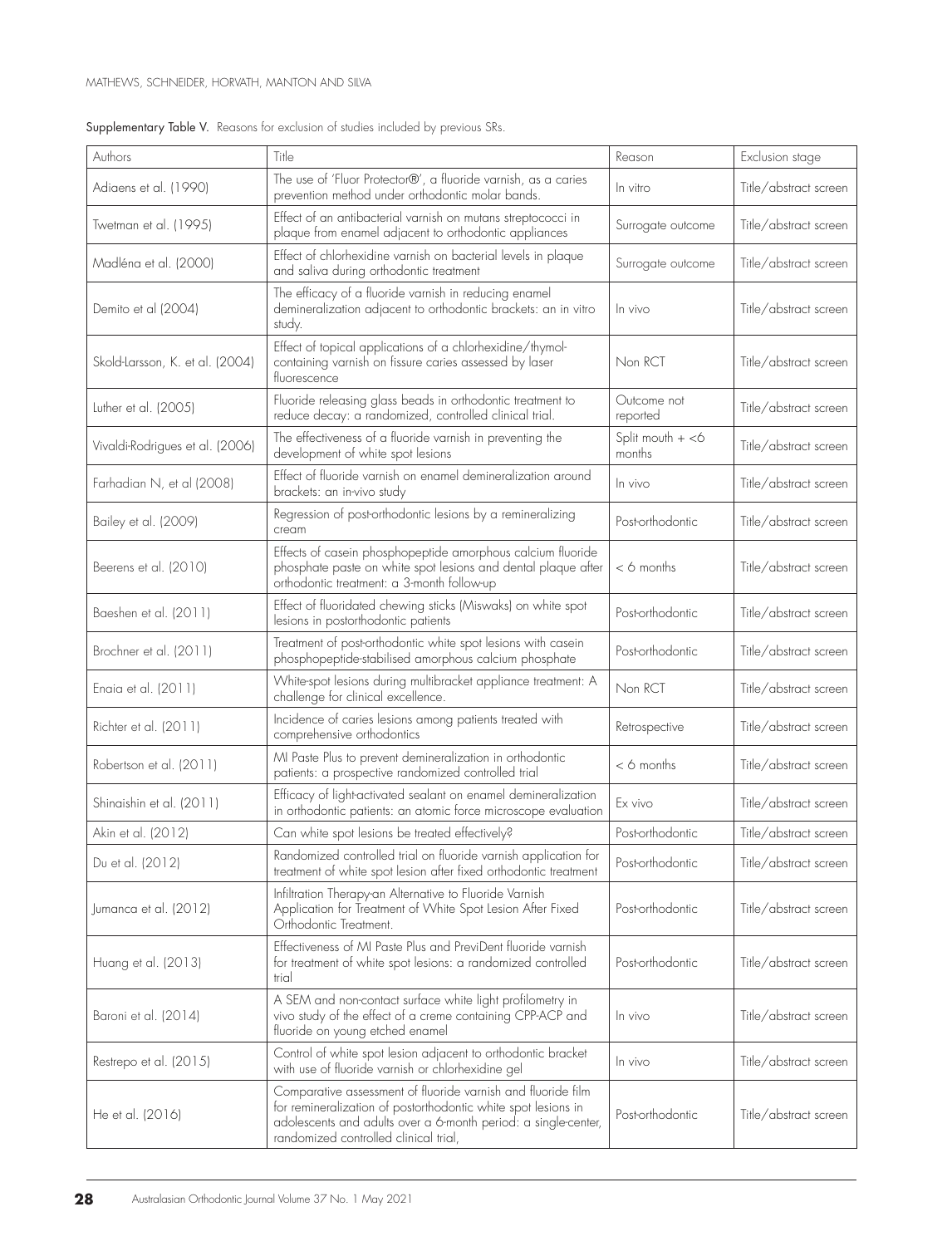**Supplementary Table V.** Reasons for exclusion of studies included by previous SRs.

| Authors | Title | Reason | Exclusion stage |
|---|---|---|---|
| Adiaens et al. (1990) | The use of 'Fluor Protector®', a fluoride varnish, as a caries prevention method under orthodontic molar bands. | In vitro | Title/abstract screen |
| Twetman et al. (1995) | Effect of an antibacterial varnish on mutans streptococci in plaque from enamel adjacent to orthodontic appliances | Surrogate outcome | Title/abstract screen |
| Madléna et al. (2000) | Effect of chlorhexidine varnish on bacterial levels in plaque and saliva during orthodontic treatment | Surrogate outcome | Title/abstract screen |
| Demito et al (2004) | The efficacy of a fluoride varnish in reducing enamel demineralization adjacent to orthodontic brackets: an in vitro study. | In vivo | Title/abstract screen |
| Skold-Larsson, K. et al. (2004) | Effect of topical applications of a chlorhexidine/thymol-containing varnish on fissure caries assessed by laser fluorescence | Non RCT | Title/abstract screen |
| Luther et al. (2005) | Fluoride releasing glass beads in orthodontic treatment to reduce decay: a randomized, controlled clinical trial. | Outcome not reported | Title/abstract screen |
| Vivaldi-Rodrigues et al. (2006) | The effectiveness of a fluoride varnish in preventing the development of white spot lesions | Split mouth + <6 months | Title/abstract screen |
| Farhadian N, et al (2008) | Effect of fluoride varnish on enamel demineralization around brackets: an in-vivo study | In vivo | Title/abstract screen |
| Bailey et al. (2009) | Regression of post-orthodontic lesions by a remineralizing cream | Post-orthodontic | Title/abstract screen |
| Beerens et al. (2010) | Effects of casein phosphopeptide amorphous calcium fluoride phosphate paste on white spot lesions and dental plaque after orthodontic treatment: a 3-month follow-up | < 6 months | Title/abstract screen |
| Baeshen et al. (2011) | Effect of fluoridated chewing sticks (Miswaks) on white spot lesions in postorthodontic patients | Post-orthodontic | Title/abstract screen |
| Brochner et al. (2011) | Treatment of post-orthodontic white spot lesions with casein phosphopeptide-stabilised amorphous calcium phosphate | Post-orthodontic | Title/abstract screen |
| Enaia et al. (2011) | White-spot lesions during multibracket appliance treatment: A challenge for clinical excellence. | Non RCT | Title/abstract screen |
| Richter et al. (2011) | Incidence of caries lesions among patients treated with comprehensive orthodontics | Retrospective | Title/abstract screen |
| Robertson et al. (2011) | MI Paste Plus to prevent demineralization in orthodontic patients: a prospective randomized controlled trial | < 6 months | Title/abstract screen |
| Shinaishin et al. (2011) | Efficacy of light-activated sealant on enamel demineralization in orthodontic patients: an atomic force microscope evaluation | Ex vivo | Title/abstract screen |
| Akin et al. (2012) | Can white spot lesions be treated effectively? | Post-orthodontic | Title/abstract screen |
| Du et al. (2012) | Randomized controlled trial on fluoride varnish application for treatment of white spot lesion after fixed orthodontic treatment | Post-orthodontic | Title/abstract screen |
| Jumanca et al. (2012) | Infiltration Therapy-an Alternative to Fluoride Varnish Application for Treatment of White Spot Lesion After Fixed Orthodontic Treatment. | Post-orthodontic | Title/abstract screen |
| Huang et al. (2013) | Effectiveness of MI Paste Plus and PreviDent fluoride varnish for treatment of white spot lesions: a randomized controlled trial | Post-orthodontic | Title/abstract screen |
| Baroni et al. (2014) | A SEM and non-contact surface white light profilometry in vivo study of the effect of a creme containing CPP-ACP and fluoride on young etched enamel | In vivo | Title/abstract screen |
| Restrepo et al. (2015) | Control of white spot lesion adjacent to orthodontic bracket with use of fluoride varnish or chlorhexidine gel | In vivo | Title/abstract screen |
| He et al. (2016) | Comparative assessment of fluoride varnish and fluoride film for remineralization of postorthodontic white spot lesions in adolescents and adults over a 6-month period: a single-center, randomized controlled clinical trial, | Post-orthodontic | Title/abstract screen |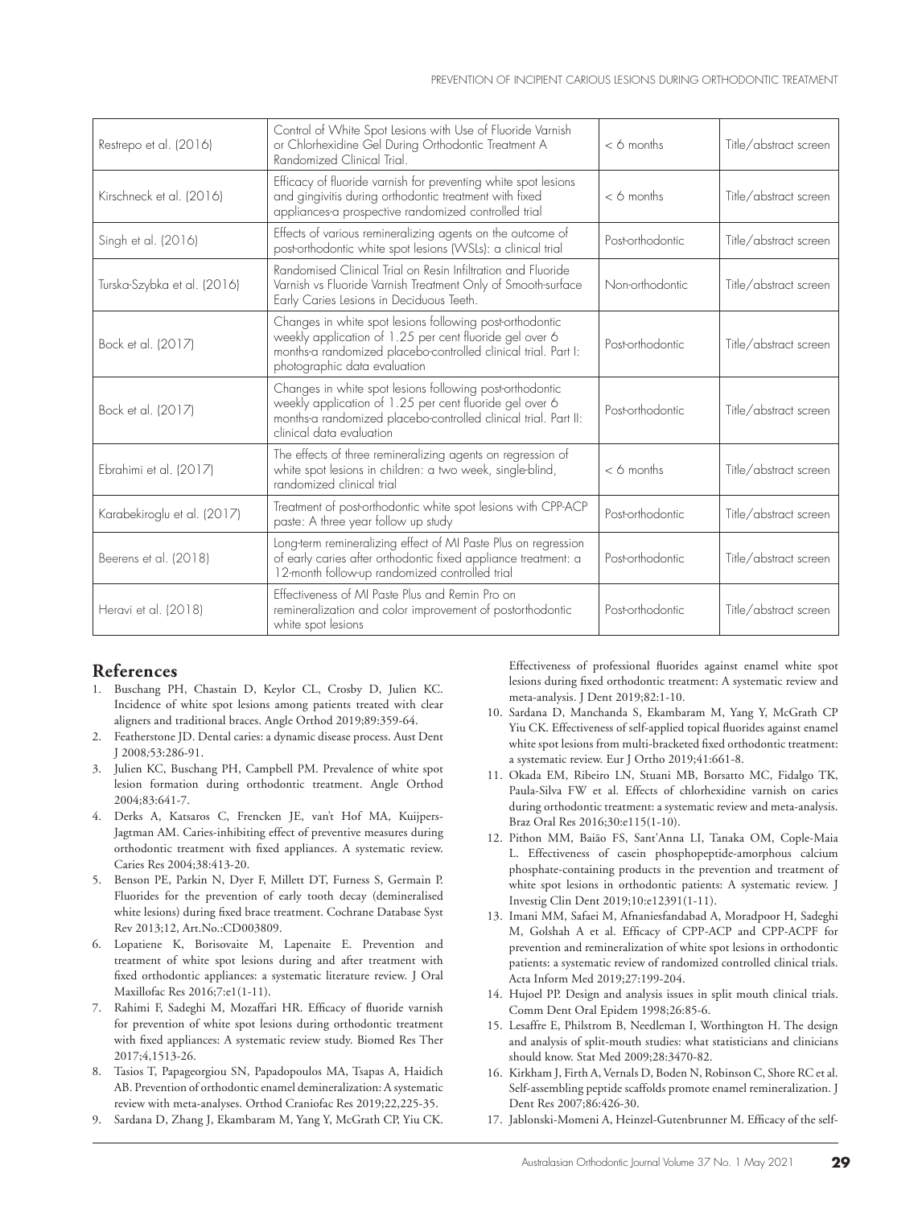| Restrepo et al. (2016) | Control of White Spot Lesions with Use of Fluoride Varnish or Chlorhexidine Gel During Orthodontic Treatment A Randomized Clinical Trial. | < 6 months | Title/abstract screen |
|---|---|---|---|
| Kirschneck et al. (2016) | Efficacy of fluoride varnish for preventing white spot lesions and gingivitis during orthodontic treatment with fixed appliances-a prospective randomized controlled trial | < 6 months | Title/abstract screen |
| Singh et al. (2016) | Effects of various remineralizing agents on the outcome of post-orthodontic white spot lesions (WSLs): a clinical trial | Post-orthodontic | Title/abstract screen |
| Turska-Szybka et al. (2016) | Randomised Clinical Trial on Resin Infiltration and Fluoride Varnish vs Fluoride Varnish Treatment Only of Smooth-surface Early Caries Lesions in Deciduous Teeth. | Non-orthodontic | Title/abstract screen |
| Bock et al. (2017) | Changes in white spot lesions following post-orthodontic weekly application of 1.25 per cent fluoride gel over 6 months-a randomized placebo-controlled clinical trial. Part I: photographic data evaluation | Post-orthodontic | Title/abstract screen |
| Bock et al. (2017) | Changes in white spot lesions following post-orthodontic weekly application of 1.25 per cent fluoride gel over 6 months-a randomized placebo-controlled clinical trial. Part II: clinical data evaluation | Post-orthodontic | Title/abstract screen |
| Ebrahimi et al. (2017) | The effects of three remineralizing agents on regression of white spot lesions in children: a two week, single-blind, randomized clinical trial | < 6 months | Title/abstract screen |
| Karabekiroglu et al. (2017) | Treatment of post-orthodontic white spot lesions with CPP-ACP paste: A three year follow up study | Post-orthodontic | Title/abstract screen |
| Beerens et al. (2018) | Long-term remineralizing effect of MI Paste Plus on regression of early caries after orthodontic fixed appliance treatment: a 12-month follow-up randomized controlled trial | Post-orthodontic | Title/abstract screen |
| Heravi et al. (2018) | Effectiveness of MI Paste Plus and Remin Pro on remineralization and color improvement of postorthodontic white spot lesions | Post-orthodontic | Title/abstract screen |

## References

1. Buschang PH, Chastain D, Keylor CL, Crosby D, Julien KC. Incidence of white spot lesions among patients treated with clear aligners and traditional braces. Angle Orthod 2019;89:359-64.
2. Featherstone JD. Dental caries: a dynamic disease process. Aust Dent J 2008;53:286-91.
3. Julien KC, Buschang PH, Campbell PM. Prevalence of white spot lesion formation during orthodontic treatment. Angle Orthod 2004;83:641-7.
4. Derks A, Katsaros C, Frencken JE, van't Hof MA, Kuijpers-Jagtman AM. Caries-inhibiting effect of preventive measures during orthodontic treatment with fixed appliances. A systematic review. Caries Res 2004;38:413-20.
5. Benson PE, Parkin N, Dyer F, Millett DT, Furness S, Germain P. Fluorides for the prevention of early tooth decay (demineralised white lesions) during fixed brace treatment. Cochrane Database Syst Rev 2013;12, Art.No.:CD003809.
6. Lopatiene K, Borisovaite M, Lapenaite E. Prevention and treatment of white spot lesions during and after treatment with fixed orthodontic appliances: a systematic literature review. J Oral Maxillofac Res 2016;7:e1(1-11).
7. Rahimi F, Sadeghi M, Mozaffari HR. Efficacy of fluoride varnish for prevention of white spot lesions during orthodontic treatment with fixed appliances: A systematic review study. Biomed Res Ther 2017;4,1513-26.
8. Tasios T, Papageorgiou SN, Papadopoulos MA, Tsapas A, Haidich AB. Prevention of orthodontic enamel demineralization: A systematic review with meta-analyses. Orthod Craniofac Res 2019;22,225-35.
9. Sardana D, Zhang J, Ekambaram M, Yang Y, McGrath CP, Yiu CK. Effectiveness of professional fluorides against enamel white spot lesions during fixed orthodontic treatment: A systematic review and meta-analysis. J Dent 2019;82:1-10.
10. Sardana D, Manchanda S, Ekambaram M, Yang Y, McGrath CP Yiu CK. Effectiveness of self-applied topical fluorides against enamel white spot lesions from multi-bracketed fixed orthodontic treatment: a systematic review. Eur J Ortho 2019;41:661-8.
11. Okada EM, Ribeiro LN, Stuani MB, Borsatto MC, Fidalgo TK, Paula-Silva FW et al. Effects of chlorhexidine varnish on caries during orthodontic treatment: a systematic review and meta-analysis. Braz Oral Res 2016;30:e115(1-10).
12. Pithon MM, Baião FS, Sant'Anna LI, Tanaka OM, Cople-Maia L. Effectiveness of casein phosphopeptide-amorphous calcium phosphate-containing products in the prevention and treatment of white spot lesions in orthodontic patients: A systematic review. J Investig Clin Dent 2019;10:e12391(1-11).
13. Imani MM, Safaei M, Afnaniesfandabad A, Moradpoor H, Sadeghi M, Golshah A et al. Efficacy of CPP-ACP and CPP-ACPF for prevention and remineralization of white spot lesions in orthodontic patients: a systematic review of randomized controlled clinical trials. Acta Inform Med 2019;27:199-204.
14. Hujoel PP. Design and analysis issues in split mouth clinical trials. Comm Dent Oral Epidem 1998;26:85-6.
15. Lesaffre E, Philstrom B, Needleman I, Worthington H. The design and analysis of split-mouth studies: what statisticians and clinicians should know. Stat Med 2009;28:3470-82.
16. Kirkham J, Firth A, Vernals D, Boden N, Robinson C, Shore RC et al. Self-assembling peptide scaffolds promote enamel remineralization. J Dent Res 2007;86:426-30.
17. Jablonski-Momeni A, Heinzel-Gutenbrunner M. Efficacy of the self-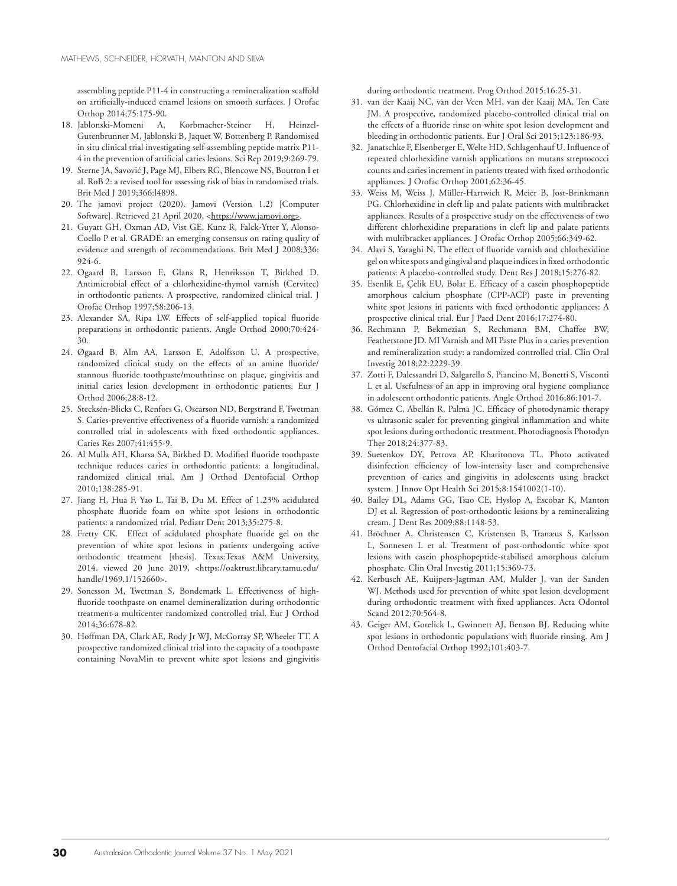assembling peptide P11-4 in constructing a remineralization scaffold on artificially-induced enamel lesions on smooth surfaces. J Orofac Orthop 2014;75:175-90.

18. Jablonski-Momeni A, Korbmacher-Steiner H, Heinzel-Gutenbrunner M, Jablonski B, Jaquet W, Bottenberg P. Randomised in situ clinical trial investigating self-assembling peptide matrix P11-4 in the prevention of artificial caries lesions. Sci Rep 2019;9:269-79.
19. Sterne JA, Savović J, Page MJ, Elbers RG, Blencowe NS, Boutron I et al. RoB 2: a revised tool for assessing risk of bias in randomised trials. Brit Med J 2019;366:l4898.
20. The jamovi project (2020). Jamovi (Version 1.2) [Computer Software]. Retrieved 21 April 2020, <https://www.jamovi.org>.
21. Guyatt GH, Oxman AD, Vist GE, Kunz R, Falck-Ytter Y, Alonso-Coello P et al. GRADE: an emerging consensus on rating quality of evidence and strength of recommendations. Brit Med J 2008;336: 924-6.
22. Ogaard B, Larsson E, Glans R, Henriksson T, Birkhed D. Antimicrobial effect of a chlorhexidine-thymol varnish (Cervitec) in orthodontic patients. A prospective, randomized clinical trial. J Orofac Orthop 1997;58:206-13.
23. Alexander SA, Ripa LW. Effects of self-applied topical fluoride preparations in orthodontic patients. Angle Orthod 2000;70:424-30.
24. Øgaard B, Alm AA, Larsson E, Adolfsson U. A prospective, randomized clinical study on the effects of an amine fluoride/stannous fluoride toothpaste/mouthrinse on plaque, gingivitis and initial caries lesion development in orthodontic patients. Eur J Orthod 2006;28:8-12.
25. Stecksén-Blicks C, Renfors G, Oscarson ND, Bergstrand F, Twetman S. Caries-preventive effectiveness of a fluoride varnish: a randomized controlled trial in adolescents with fixed orthodontic appliances. Caries Res 2007;41:455-9.
26. Al Mulla AH, Kharsa SA, Birkhed D. Modified fluoride toothpaste technique reduces caries in orthodontic patients: a longitudinal, randomized clinical trial. Am J Orthod Dentofacial Orthop 2010;138:285-91.
27. Jiang H, Hua F, Yao L, Tai B, Du M. Effect of 1.23% acidulated phosphate fluoride foam on white spot lesions in orthodontic patients: a randomized trial. Pediatr Dent 2013;35:275-8.
28. Fretty CK. Effect of acidulated phosphate fluoride gel on the prevention of white spot lesions in patients undergoing active orthodontic treatment [thesis]. Texas:Texas A&M University, 2014. viewed 20 June 2019, <https://oaktrust.library.tamu.edu/handle/1969.1/152660>.
29. Sonesson M, Twetman S, Bondemark L. Effectiveness of high-fluoride toothpaste on enamel demineralization during orthodontic treatment-a multicenter randomized controlled trial. Eur J Orthod 2014;36:678-82.
30. Hoffman DA, Clark AE, Rody Jr WJ, McGorray SP, Wheeler TT. A prospective randomized clinical trial into the capacity of a toothpaste containing NovaMin to prevent white spot lesions and gingivitis during orthodontic treatment. Prog Orthod 2015;16:25-31.
31. van der Kaaij NC, van der Veen MH, van der Kaaij MA, Ten Cate JM. A prospective, randomized placebo-controlled clinical trial on the effects of a fluoride rinse on white spot lesion development and bleeding in orthodontic patients. Eur J Oral Sci 2015;123:186-93.
32. Janatschke F, Elsenberger E, Welte HD, Schlagenhauf U. Influence of repeated chlorhexidine varnish applications on mutans streptococci counts and caries increment in patients treated with fixed orthodontic appliances. J Orofac Orthop 2001;62:36-45.
33. Weiss M, Weiss J, Müller-Hartwich R, Meier B, Jost-Brinkmann PG. Chlorhexidine in cleft lip and palate patients with multibracket appliances. Results of a prospective study on the effectiveness of two different chlorhexidine preparations in cleft lip and palate patients with multibracket appliances. J Orofac Orthop 2005;66:349-62.
34. Alavi S, Yaraghi N. The effect of fluoride varnish and chlorhexidine gel on white spots and gingival and plaque indices in fixed orthodontic patients: A placebo-controlled study. Dent Res J 2018;15:276-82.
35. Esenlik E, Çelik EU, Bolat E. Efficacy of a casein phosphopeptide amorphous calcium phosphate (CPP-ACP) paste in preventing white spot lesions in patients with fixed orthodontic appliances: A prospective clinical trial. Eur J Paed Dent 2016;17:274-80.
36. Rechmann P, Bekmezian S, Rechmann BM, Chaffee BW, Featherstone JD. MI Varnish and MI Paste Plus in a caries prevention and remineralization study: a randomized controlled trial. Clin Oral Investig 2018;22:2229-39.
37. Zotti F, Dalessandri D, Salgarello S, Piancino M, Bonetti S, Visconti L et al. Usefulness of an app in improving oral hygiene compliance in adolescent orthodontic patients. Angle Orthod 2016;86:101-7.
38. Gómez C, Abellán R, Palma JC. Efficacy of photodynamic therapy vs ultrasonic scaler for preventing gingival inflammation and white spot lesions during orthodontic treatment. Photodiagnosis Photodyn Ther 2018;24:377-83.
39. Suetenkov DY, Petrova AP, Kharitonova TL. Photo activated disinfection efficiency of low-intensity laser and comprehensive prevention of caries and gingivitis in adolescents using bracket system. J Innov Opt Health Sci 2015;8:1541002(1-10).
40. Bailey DL, Adams GG, Tsao CE, Hyslop A, Escobar K, Manton DJ et al. Regression of post-orthodontic lesions by a remineralizing cream. J Dent Res 2009;88:1148-53.
41. Bröchner A, Christensen C, Kristensen B, Tranæus S, Karlsson L, Sonnesen L et al. Treatment of post-orthodontic white spot lesions with casein phosphopeptide-stabilised amorphous calcium phosphate. Clin Oral Investig 2011;15:369-73.
42. Kerbusch AE, Kuijpers-Jagtman AM, Mulder J, van der Sanden WJ. Methods used for prevention of white spot lesion development during orthodontic treatment with fixed appliances. Acta Odontol Scand 2012;70:564-8.
43. Geiger AM, Gorelick L, Gwinnett AJ, Benson BJ. Reducing white spot lesions in orthodontic populations with fluoride rinsing. Am J Orthod Dentofacial Orthop 1992;101:403-7.